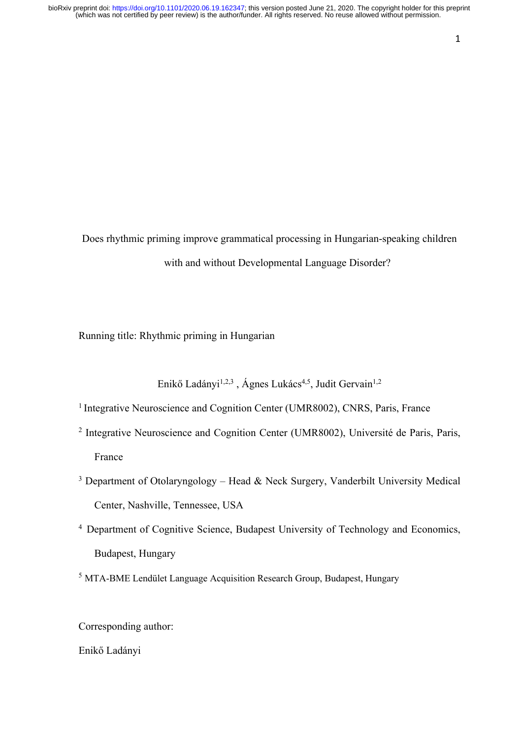# Does rhythmic priming improve grammatical processing in Hungarian-speaking children with and without Developmental Language Disorder?

Running title: Rhythmic priming in Hungarian

Enikő Ladányi[1,2,3] , Ágnes Lukács[4,5], Judit Gervain[1,2]

[1] Integrative Neuroscience and Cognition Center (UMR8002), CNRS, Paris, France

[2] Integrative Neuroscience and Cognition Center (UMR8002), Université de Paris, Paris, France

[3] Department of Otolaryngology – Head & Neck Surgery, Vanderbilt University Medical Center, Nashville, Tennessee, USA

[4] Department of Cognitive Science, Budapest University of Technology and Economics, Budapest, Hungary

[5] MTA-BME Lendület Language Acquisition Research Group, Budapest, Hungary

Corresponding author:

Enikő Ladányi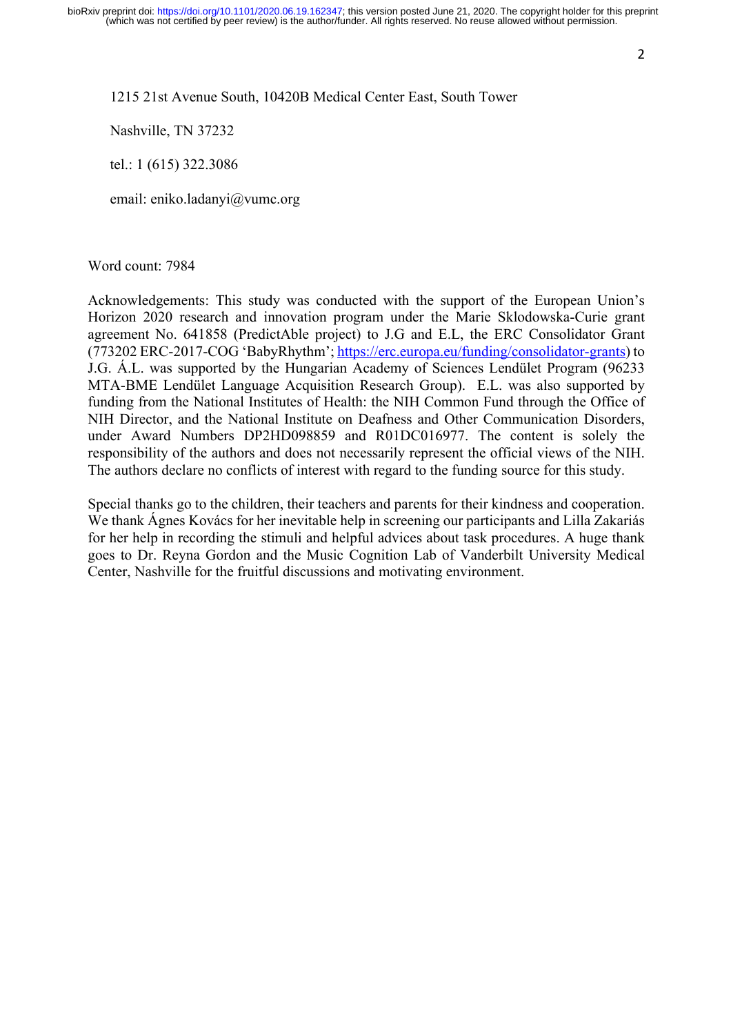1215 21st Avenue South, 10420B Medical Center East, South Tower

Nashville, TN 37232

tel.: 1 (615) 322.3086

email: eniko.ladanyi@vumc.org

Word count: 7984

Acknowledgements: This study was conducted with the support of the European Union's Horizon 2020 research and innovation program under the Marie Sklodowska-Curie grant agreement No. 641858 (PredictAble project) to J.G and E.L, the ERC Consolidator Grant (773202 ERC-2017-COG 'BabyRhythm'; https://erc.europa.eu/funding/consolidator-grants) to J.G. Á.L. was supported by the Hungarian Academy of Sciences Lendület Program (96233 MTA-BME Lendület Language Acquisition Research Group). E.L. was also supported by funding from the National Institutes of Health: the NIH Common Fund through the Office of NIH Director, and the National Institute on Deafness and Other Communication Disorders, under Award Numbers DP2HD098859 and R01DC016977. The content is solely the responsibility of the authors and does not necessarily represent the official views of the NIH. The authors declare no conflicts of interest with regard to the funding source for this study.

Special thanks go to the children, their teachers and parents for their kindness and cooperation. We thank Ágnes Kovács for her inevitable help in screening our participants and Lilla Zakariás for her help in recording the stimuli and helpful advices about task procedures. A huge thank goes to Dr. Reyna Gordon and the Music Cognition Lab of Vanderbilt University Medical Center, Nashville for the fruitful discussions and motivating environment.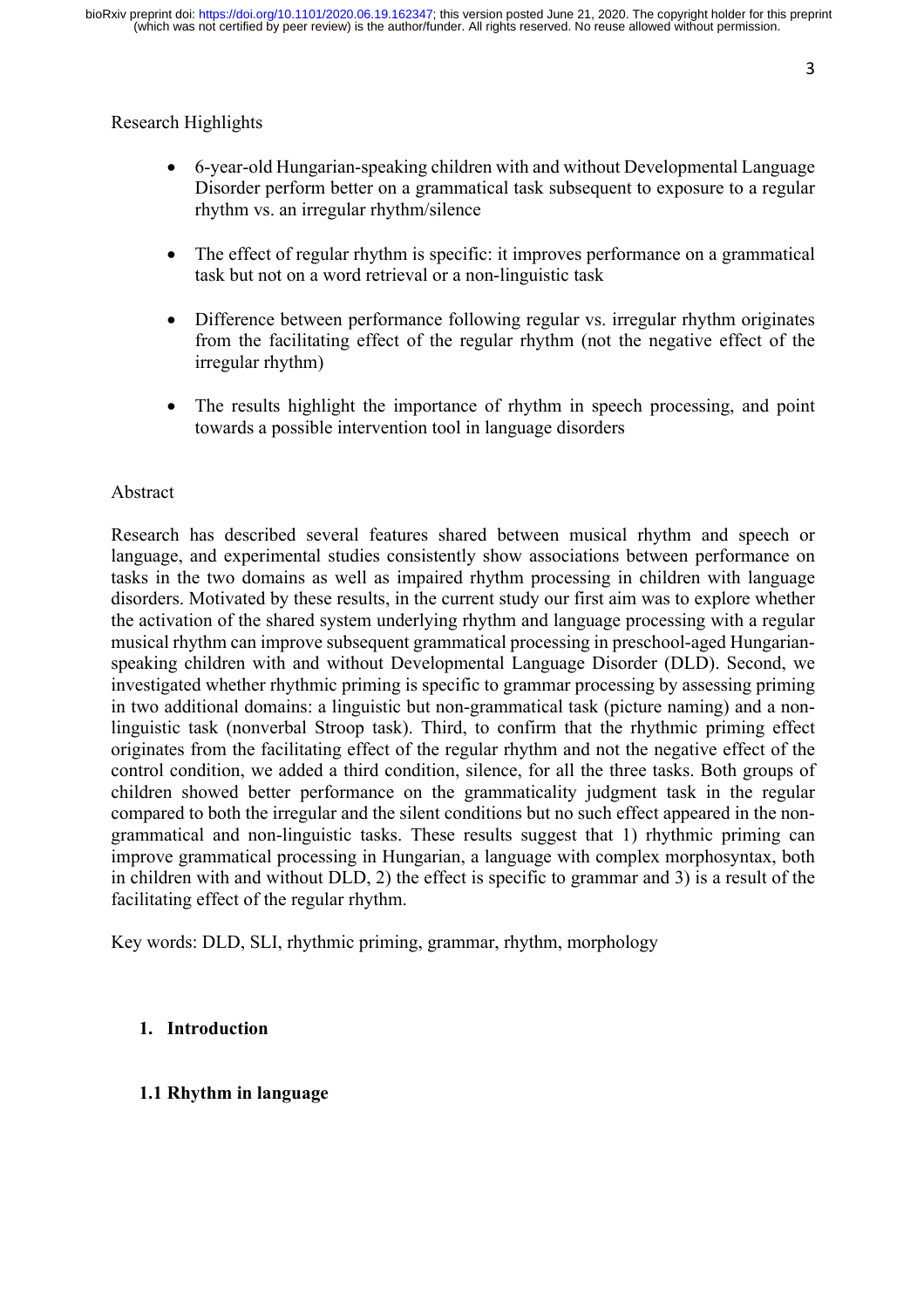Research Highlights

- 6-year-old Hungarian-speaking children with and without Developmental Language Disorder perform better on a grammatical task subsequent to exposure to a regular rhythm vs. an irregular rhythm/silence
- The effect of regular rhythm is specific: it improves performance on a grammatical task but not on a word retrieval or a non-linguistic task
- Difference between performance following regular vs. irregular rhythm originates from the facilitating effect of the regular rhythm (not the negative effect of the irregular rhythm)
- The results highlight the importance of rhythm in speech processing, and point towards a possible intervention tool in language disorders

Abstract

Research has described several features shared between musical rhythm and speech or language, and experimental studies consistently show associations between performance on tasks in the two domains as well as impaired rhythm processing in children with language disorders. Motivated by these results, in the current study our first aim was to explore whether the activation of the shared system underlying rhythm and language processing with a regular musical rhythm can improve subsequent grammatical processing in preschool-aged Hungarian-speaking children with and without Developmental Language Disorder (DLD). Second, we investigated whether rhythmic priming is specific to grammar processing by assessing priming in two additional domains: a linguistic but non-grammatical task (picture naming) and a non-linguistic task (nonverbal Stroop task). Third, to confirm that the rhythmic priming effect originates from the facilitating effect of the regular rhythm and not the negative effect of the control condition, we added a third condition, silence, for all the three tasks. Both groups of children showed better performance on the grammaticality judgment task in the regular compared to both the irregular and the silent conditions but no such effect appeared in the non-grammatical and non-linguistic tasks. These results suggest that 1) rhythmic priming can improve grammatical processing in Hungarian, a language with complex morphosyntax, both in children with and without DLD, 2) the effect is specific to grammar and 3) is a result of the facilitating effect of the regular rhythm.

Key words: DLD, SLI, rhythmic priming, grammar, rhythm, morphology

## 1. Introduction

### 1.1 Rhythm in language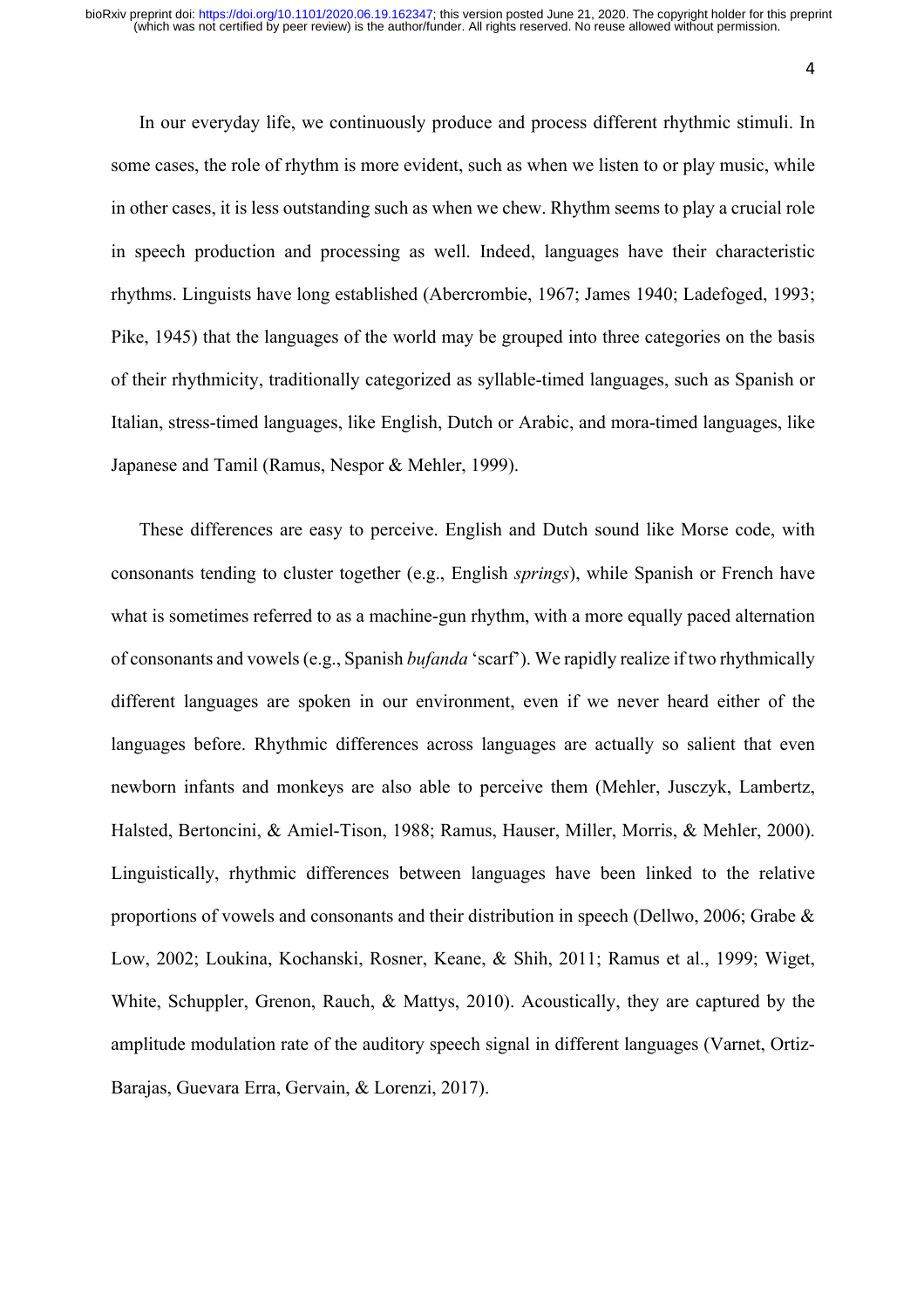In our everyday life, we continuously produce and process different rhythmic stimuli. In some cases, the role of rhythm is more evident, such as when we listen to or play music, while in other cases, it is less outstanding such as when we chew. Rhythm seems to play a crucial role in speech production and processing as well. Indeed, languages have their characteristic rhythms. Linguists have long established (Abercrombie, 1967; James 1940; Ladefoged, 1993; Pike, 1945) that the languages of the world may be grouped into three categories on the basis of their rhythmicity, traditionally categorized as syllable-timed languages, such as Spanish or Italian, stress-timed languages, like English, Dutch or Arabic, and mora-timed languages, like Japanese and Tamil (Ramus, Nespor & Mehler, 1999).

These differences are easy to perceive. English and Dutch sound like Morse code, with consonants tending to cluster together (e.g., English *springs*), while Spanish or French have what is sometimes referred to as a machine-gun rhythm, with a more equally paced alternation of consonants and vowels (e.g., Spanish *bufanda* 'scarf'). We rapidly realize if two rhythmically different languages are spoken in our environment, even if we never heard either of the languages before. Rhythmic differences across languages are actually so salient that even newborn infants and monkeys are also able to perceive them (Mehler, Jusczyk, Lambertz, Halsted, Bertoncini, & Amiel-Tison, 1988; Ramus, Hauser, Miller, Morris, & Mehler, 2000). Linguistically, rhythmic differences between languages have been linked to the relative proportions of vowels and consonants and their distribution in speech (Dellwo, 2006; Grabe & Low, 2002; Loukina, Kochanski, Rosner, Keane, & Shih, 2011; Ramus et al., 1999; Wiget, White, Schuppler, Grenon, Rauch, & Mattys, 2010). Acoustically, they are captured by the amplitude modulation rate of the auditory speech signal in different languages (Varnet, Ortiz-Barajas, Guevara Erra, Gervain, & Lorenzi, 2017).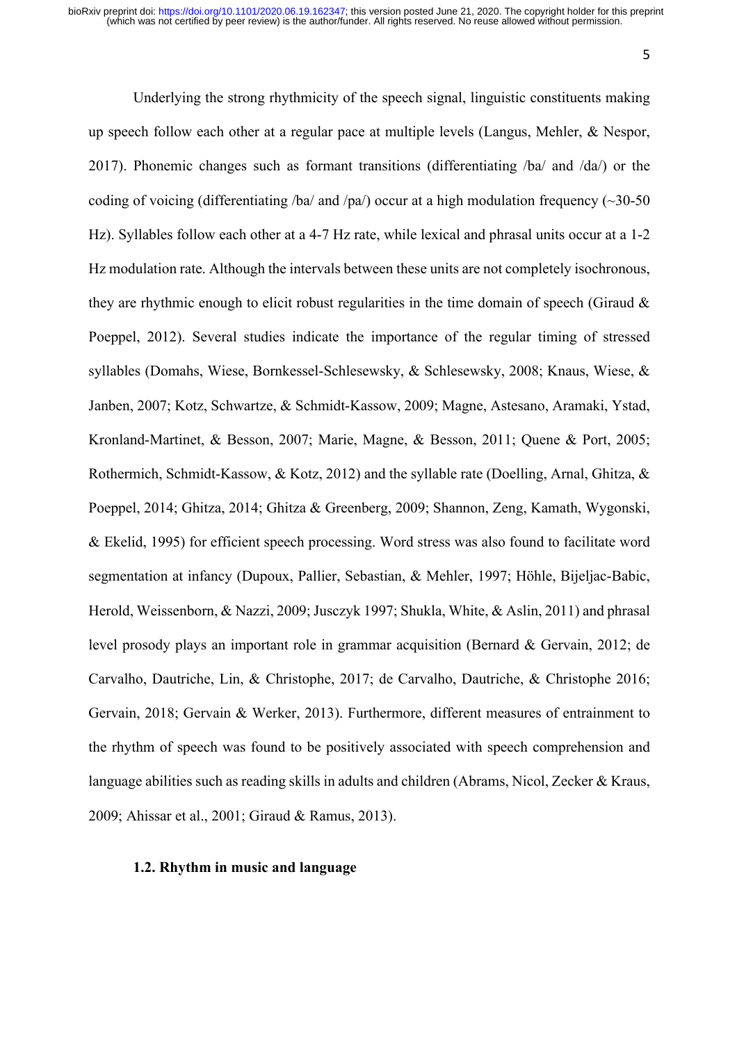Underlying the strong rhythmicity of the speech signal, linguistic constituents making up speech follow each other at a regular pace at multiple levels (Langus, Mehler, & Nespor, 2017). Phonemic changes such as formant transitions (differentiating /ba/ and /da/) or the coding of voicing (differentiating /ba/ and /pa/) occur at a high modulation frequency (~30-50 Hz). Syllables follow each other at a 4-7 Hz rate, while lexical and phrasal units occur at a 1-2 Hz modulation rate. Although the intervals between these units are not completely isochronous, they are rhythmic enough to elicit robust regularities in the time domain of speech (Giraud & Poeppel, 2012). Several studies indicate the importance of the regular timing of stressed syllables (Domahs, Wiese, Bornkessel-Schlesewsky, & Schlesewsky, 2008; Knaus, Wiese, & Janben, 2007; Kotz, Schwartze, & Schmidt-Kassow, 2009; Magne, Astesano, Aramaki, Ystad, Kronland-Martinet, & Besson, 2007; Marie, Magne, & Besson, 2011; Quene & Port, 2005; Rothermich, Schmidt-Kassow, & Kotz, 2012) and the syllable rate (Doelling, Arnal, Ghitza, & Poeppel, 2014; Ghitza, 2014; Ghitza & Greenberg, 2009; Shannon, Zeng, Kamath, Wygonski, & Ekelid, 1995) for efficient speech processing. Word stress was also found to facilitate word segmentation at infancy (Dupoux, Pallier, Sebastian, & Mehler, 1997; Höhle, Bijeljac-Babic, Herold, Weissenborn, & Nazzi, 2009; Jusczyk 1997; Shukla, White, & Aslin, 2011) and phrasal level prosody plays an important role in grammar acquisition (Bernard & Gervain, 2012; de Carvalho, Dautriche, Lin, & Christophe, 2017; de Carvalho, Dautriche, & Christophe 2016; Gervain, 2018; Gervain & Werker, 2013). Furthermore, different measures of entrainment to the rhythm of speech was found to be positively associated with speech comprehension and language abilities such as reading skills in adults and children (Abrams, Nicol, Zecker & Kraus, 2009; Ahissar et al., 2001; Giraud & Ramus, 2013).

### 1.2. Rhythm in music and language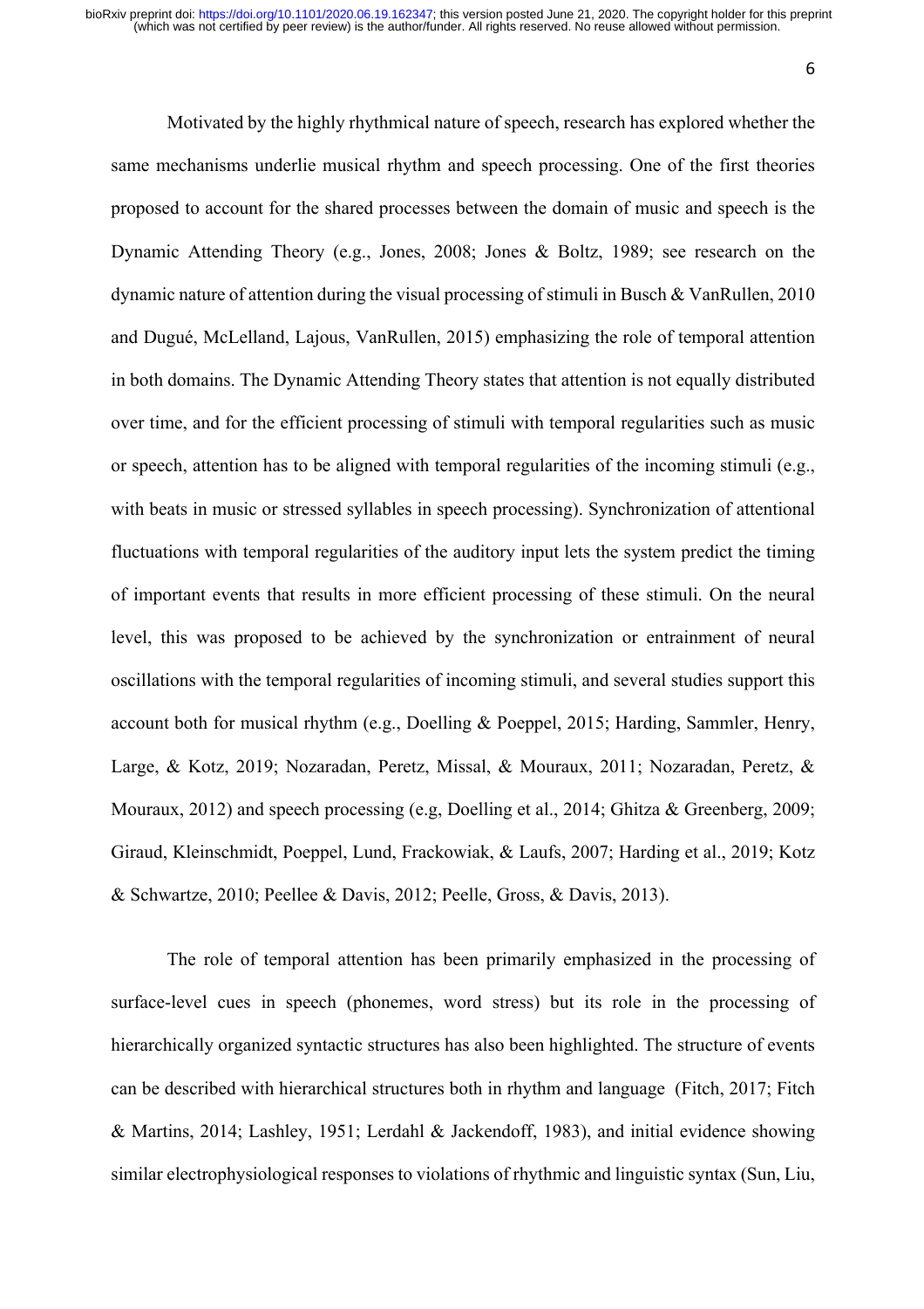Motivated by the highly rhythmical nature of speech, research has explored whether the same mechanisms underlie musical rhythm and speech processing. One of the first theories proposed to account for the shared processes between the domain of music and speech is the Dynamic Attending Theory (e.g., Jones, 2008; Jones & Boltz, 1989; see research on the dynamic nature of attention during the visual processing of stimuli in Busch & VanRullen, 2010 and Dugué, McLelland, Lajous, VanRullen, 2015) emphasizing the role of temporal attention in both domains. The Dynamic Attending Theory states that attention is not equally distributed over time, and for the efficient processing of stimuli with temporal regularities such as music or speech, attention has to be aligned with temporal regularities of the incoming stimuli (e.g., with beats in music or stressed syllables in speech processing). Synchronization of attentional fluctuations with temporal regularities of the auditory input lets the system predict the timing of important events that results in more efficient processing of these stimuli. On the neural level, this was proposed to be achieved by the synchronization or entrainment of neural oscillations with the temporal regularities of incoming stimuli, and several studies support this account both for musical rhythm (e.g., Doelling & Poeppel, 2015; Harding, Sammler, Henry, Large, & Kotz, 2019; Nozaradan, Peretz, Missal, & Mouraux, 2011; Nozaradan, Peretz, & Mouraux, 2012) and speech processing (e.g, Doelling et al., 2014; Ghitza & Greenberg, 2009; Giraud, Kleinschmidt, Poeppel, Lund, Frackowiak, & Laufs, 2007; Harding et al., 2019; Kotz & Schwartze, 2010; Peellee & Davis, 2012; Peelle, Gross, & Davis, 2013).

The role of temporal attention has been primarily emphasized in the processing of surface-level cues in speech (phonemes, word stress) but its role in the processing of hierarchically organized syntactic structures has also been highlighted. The structure of events can be described with hierarchical structures both in rhythm and language (Fitch, 2017; Fitch & Martins, 2014; Lashley, 1951; Lerdahl & Jackendoff, 1983), and initial evidence showing similar electrophysiological responses to violations of rhythmic and linguistic syntax (Sun, Liu,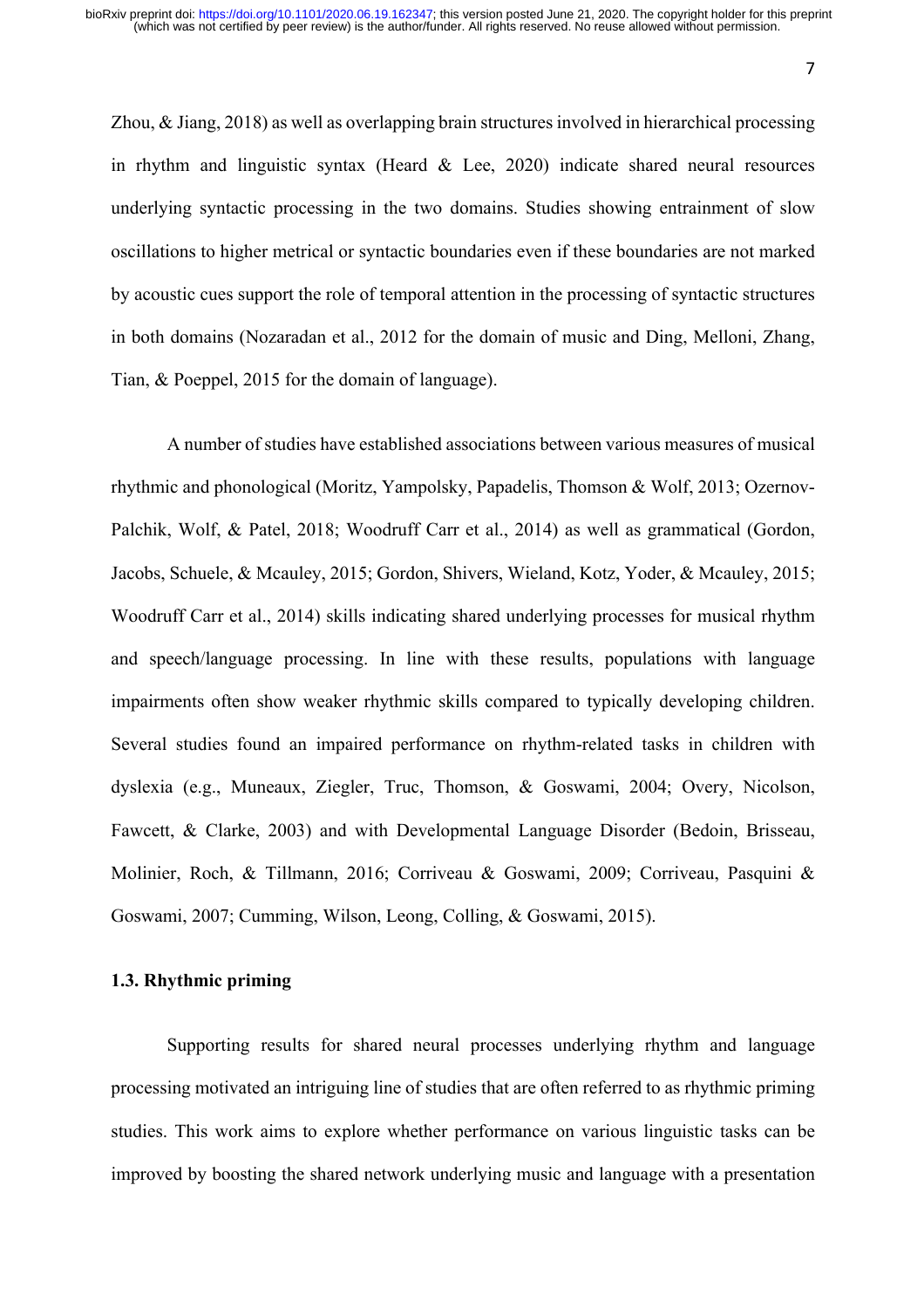Zhou, & Jiang, 2018) as well as overlapping brain structures involved in hierarchical processing in rhythm and linguistic syntax (Heard & Lee, 2020) indicate shared neural resources underlying syntactic processing in the two domains. Studies showing entrainment of slow oscillations to higher metrical or syntactic boundaries even if these boundaries are not marked by acoustic cues support the role of temporal attention in the processing of syntactic structures in both domains (Nozaradan et al., 2012 for the domain of music and Ding, Melloni, Zhang, Tian, & Poeppel, 2015 for the domain of language).

A number of studies have established associations between various measures of musical rhythmic and phonological (Moritz, Yampolsky, Papadelis, Thomson & Wolf, 2013; Ozernov-Palchik, Wolf, & Patel, 2018; Woodruff Carr et al., 2014) as well as grammatical (Gordon, Jacobs, Schuele, & Mcauley, 2015; Gordon, Shivers, Wieland, Kotz, Yoder, & Mcauley, 2015; Woodruff Carr et al., 2014) skills indicating shared underlying processes for musical rhythm and speech/language processing. In line with these results, populations with language impairments often show weaker rhythmic skills compared to typically developing children. Several studies found an impaired performance on rhythm-related tasks in children with dyslexia (e.g., Muneaux, Ziegler, Truc, Thomson, & Goswami, 2004; Overy, Nicolson, Fawcett, & Clarke, 2003) and with Developmental Language Disorder (Bedoin, Brisseau, Molinier, Roch, & Tillmann, 2016; Corriveau & Goswami, 2009; Corriveau, Pasquini & Goswami, 2007; Cumming, Wilson, Leong, Colling, & Goswami, 2015).

### 1.3. Rhythmic priming

Supporting results for shared neural processes underlying rhythm and language processing motivated an intriguing line of studies that are often referred to as rhythmic priming studies. This work aims to explore whether performance on various linguistic tasks can be improved by boosting the shared network underlying music and language with a presentation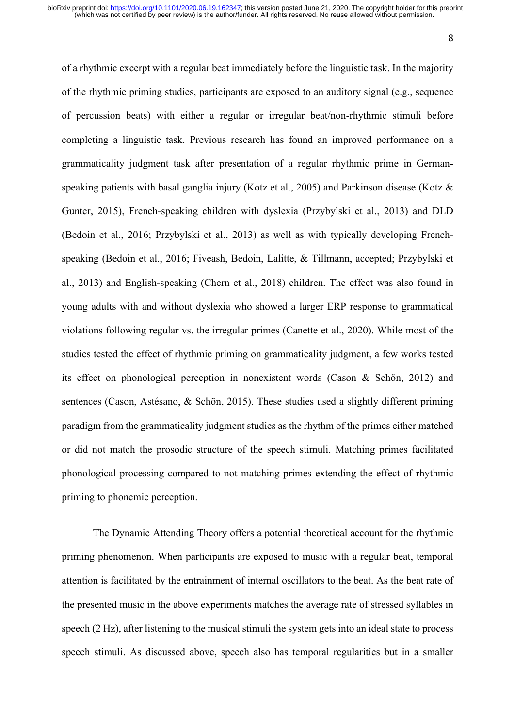of a rhythmic excerpt with a regular beat immediately before the linguistic task. In the majority of the rhythmic priming studies, participants are exposed to an auditory signal (e.g., sequence of percussion beats) with either a regular or irregular beat/non-rhythmic stimuli before completing a linguistic task. Previous research has found an improved performance on a grammaticality judgment task after presentation of a regular rhythmic prime in German-speaking patients with basal ganglia injury (Kotz et al., 2005) and Parkinson disease (Kotz & Gunter, 2015), French-speaking children with dyslexia (Przybylski et al., 2013) and DLD (Bedoin et al., 2016; Przybylski et al., 2013) as well as with typically developing French-speaking (Bedoin et al., 2016; Fiveash, Bedoin, Lalitte, & Tillmann, accepted; Przybylski et al., 2013) and English-speaking (Chern et al., 2018) children. The effect was also found in young adults with and without dyslexia who showed a larger ERP response to grammatical violations following regular vs. the irregular primes (Canette et al., 2020). While most of the studies tested the effect of rhythmic priming on grammaticality judgment, a few works tested its effect on phonological perception in nonexistent words (Cason & Schön, 2012) and sentences (Cason, Astésano, & Schön, 2015). These studies used a slightly different priming paradigm from the grammaticality judgment studies as the rhythm of the primes either matched or did not match the prosodic structure of the speech stimuli. Matching primes facilitated phonological processing compared to not matching primes extending the effect of rhythmic priming to phonemic perception.

The Dynamic Attending Theory offers a potential theoretical account for the rhythmic priming phenomenon. When participants are exposed to music with a regular beat, temporal attention is facilitated by the entrainment of internal oscillators to the beat. As the beat rate of the presented music in the above experiments matches the average rate of stressed syllables in speech (2 Hz), after listening to the musical stimuli the system gets into an ideal state to process speech stimuli. As discussed above, speech also has temporal regularities but in a smaller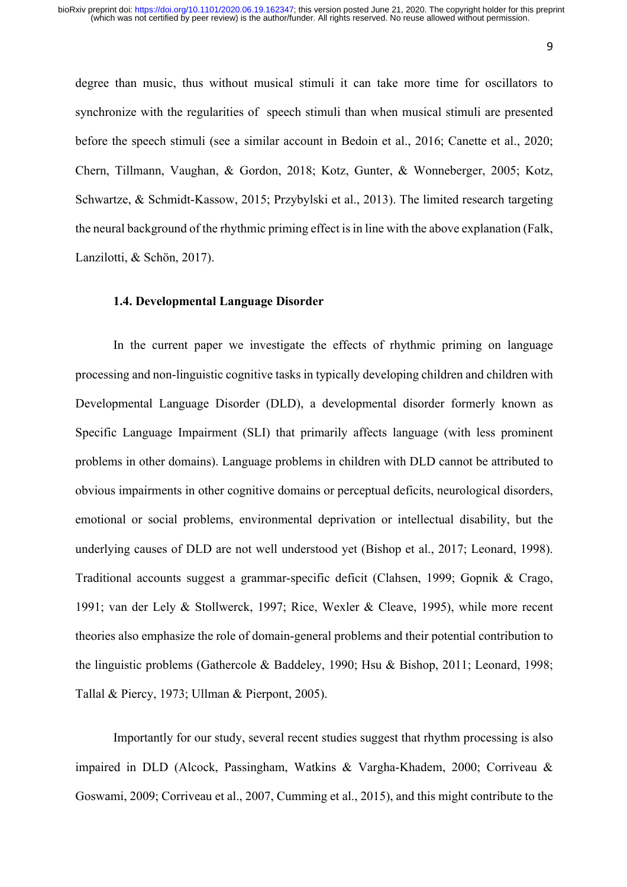degree than music, thus without musical stimuli it can take more time for oscillators to synchronize with the regularities of speech stimuli than when musical stimuli are presented before the speech stimuli (see a similar account in Bedoin et al., 2016; Canette et al., 2020; Chern, Tillmann, Vaughan, & Gordon, 2018; Kotz, Gunter, & Wonneberger, 2005; Kotz, Schwartze, & Schmidt-Kassow, 2015; Przybylski et al., 2013). The limited research targeting the neural background of the rhythmic priming effect is in line with the above explanation (Falk, Lanzilotti, & Schön, 2017).

### 1.4. Developmental Language Disorder

In the current paper we investigate the effects of rhythmic priming on language processing and non-linguistic cognitive tasks in typically developing children and children with Developmental Language Disorder (DLD), a developmental disorder formerly known as Specific Language Impairment (SLI) that primarily affects language (with less prominent problems in other domains). Language problems in children with DLD cannot be attributed to obvious impairments in other cognitive domains or perceptual deficits, neurological disorders, emotional or social problems, environmental deprivation or intellectual disability, but the underlying causes of DLD are not well understood yet (Bishop et al., 2017; Leonard, 1998). Traditional accounts suggest a grammar-specific deficit (Clahsen, 1999; Gopnik & Crago, 1991; van der Lely & Stollwerck, 1997; Rice, Wexler & Cleave, 1995), while more recent theories also emphasize the role of domain-general problems and their potential contribution to the linguistic problems (Gathercole & Baddeley, 1990; Hsu & Bishop, 2011; Leonard, 1998; Tallal & Piercy, 1973; Ullman & Pierpont, 2005).

Importantly for our study, several recent studies suggest that rhythm processing is also impaired in DLD (Alcock, Passingham, Watkins & Vargha-Khadem, 2000; Corriveau & Goswami, 2009; Corriveau et al., 2007, Cumming et al., 2015), and this might contribute to the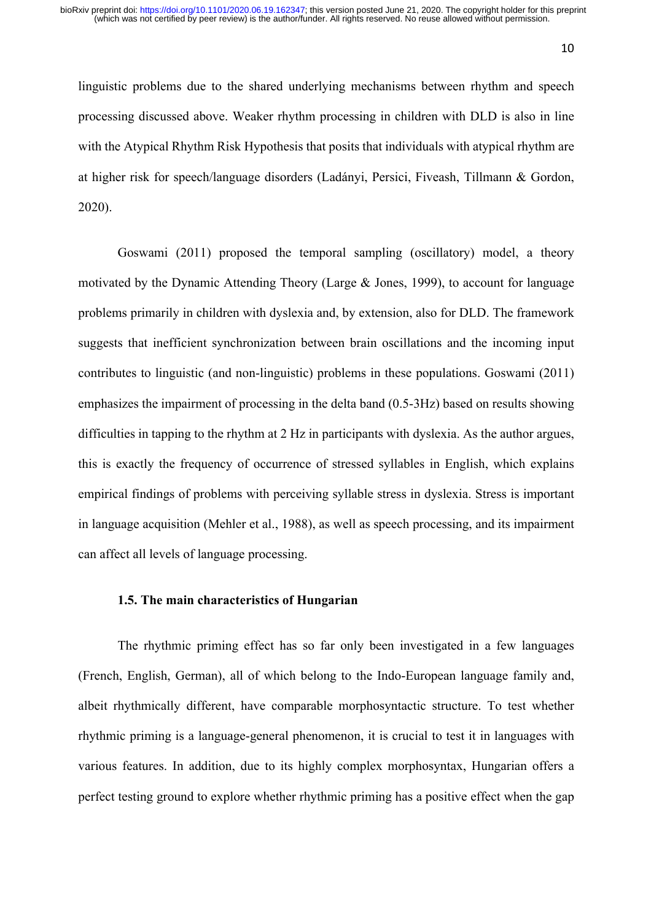linguistic problems due to the shared underlying mechanisms between rhythm and speech processing discussed above. Weaker rhythm processing in children with DLD is also in line with the Atypical Rhythm Risk Hypothesis that posits that individuals with atypical rhythm are at higher risk for speech/language disorders (Ladányi, Persici, Fiveash, Tillmann & Gordon, 2020).

Goswami (2011) proposed the temporal sampling (oscillatory) model, a theory motivated by the Dynamic Attending Theory (Large & Jones, 1999), to account for language problems primarily in children with dyslexia and, by extension, also for DLD. The framework suggests that inefficient synchronization between brain oscillations and the incoming input contributes to linguistic (and non-linguistic) problems in these populations. Goswami (2011) emphasizes the impairment of processing in the delta band (0.5-3Hz) based on results showing difficulties in tapping to the rhythm at 2 Hz in participants with dyslexia. As the author argues, this is exactly the frequency of occurrence of stressed syllables in English, which explains empirical findings of problems with perceiving syllable stress in dyslexia. Stress is important in language acquisition (Mehler et al., 1988), as well as speech processing, and its impairment can affect all levels of language processing.

### 1.5. The main characteristics of Hungarian

The rhythmic priming effect has so far only been investigated in a few languages (French, English, German), all of which belong to the Indo-European language family and, albeit rhythmically different, have comparable morphosyntactic structure. To test whether rhythmic priming is a language-general phenomenon, it is crucial to test it in languages with various features. In addition, due to its highly complex morphosyntax, Hungarian offers a perfect testing ground to explore whether rhythmic priming has a positive effect when the gap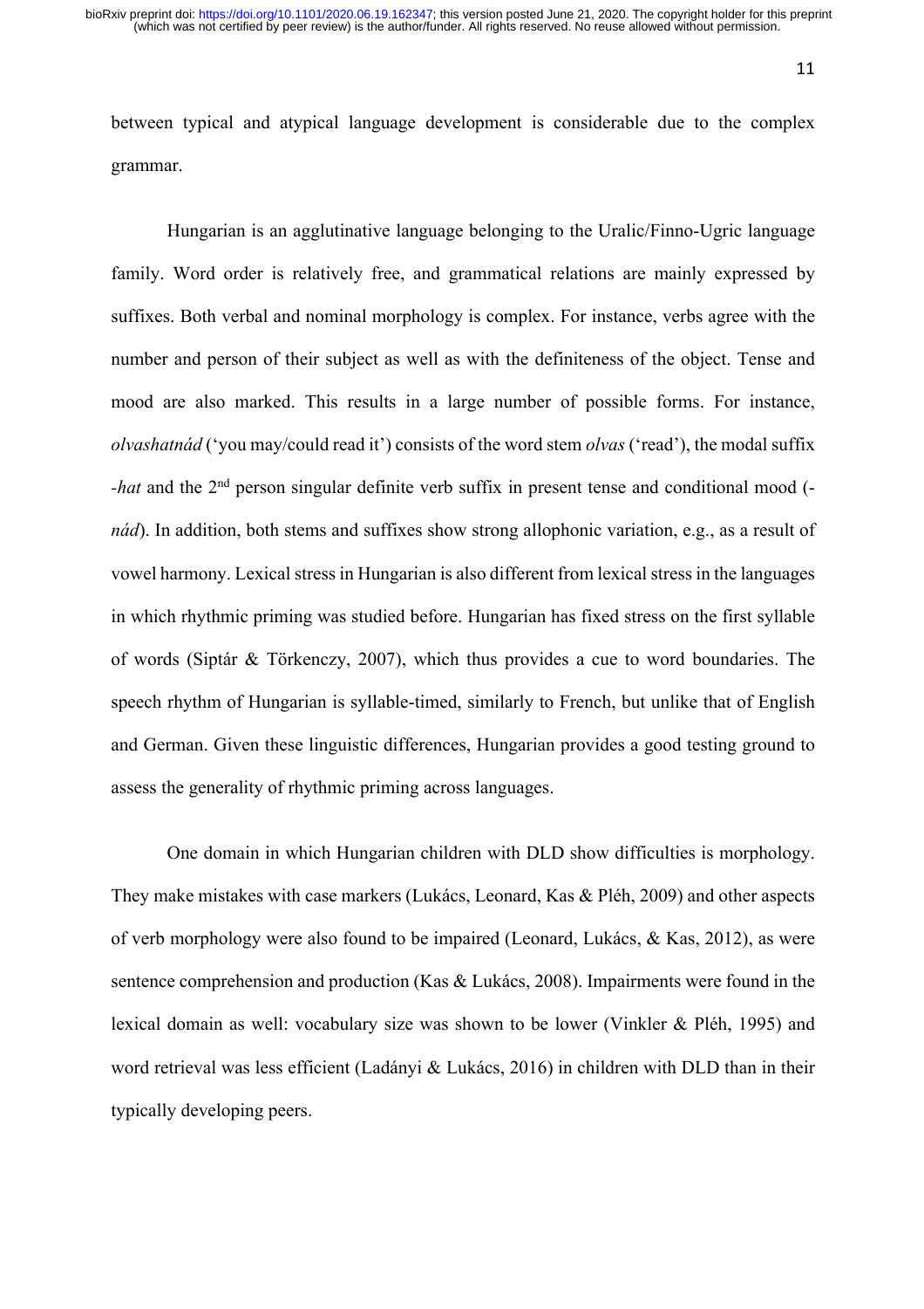between typical and atypical language development is considerable due to the complex grammar.

Hungarian is an agglutinative language belonging to the Uralic/Finno-Ugric language family. Word order is relatively free, and grammatical relations are mainly expressed by suffixes. Both verbal and nominal morphology is complex. For instance, verbs agree with the number and person of their subject as well as with the definiteness of the object. Tense and mood are also marked. This results in a large number of possible forms. For instance, *olvashatnád* ('you may/could read it') consists of the word stem *olvas* ('read'), the modal suffix -*hat* and the 2nd person singular definite verb suffix in present tense and conditional mood (-*nád*). In addition, both stems and suffixes show strong allophonic variation, e.g., as a result of vowel harmony. Lexical stress in Hungarian is also different from lexical stress in the languages in which rhythmic priming was studied before. Hungarian has fixed stress on the first syllable of words (Siptár & Törkenczy, 2007), which thus provides a cue to word boundaries. The speech rhythm of Hungarian is syllable-timed, similarly to French, but unlike that of English and German. Given these linguistic differences, Hungarian provides a good testing ground to assess the generality of rhythmic priming across languages.

One domain in which Hungarian children with DLD show difficulties is morphology. They make mistakes with case markers (Lukács, Leonard, Kas & Pléh, 2009) and other aspects of verb morphology were also found to be impaired (Leonard, Lukács, & Kas, 2012), as were sentence comprehension and production (Kas & Lukács, 2008). Impairments were found in the lexical domain as well: vocabulary size was shown to be lower (Vinkler & Pléh, 1995) and word retrieval was less efficient (Ladányi & Lukács, 2016) in children with DLD than in their typically developing peers.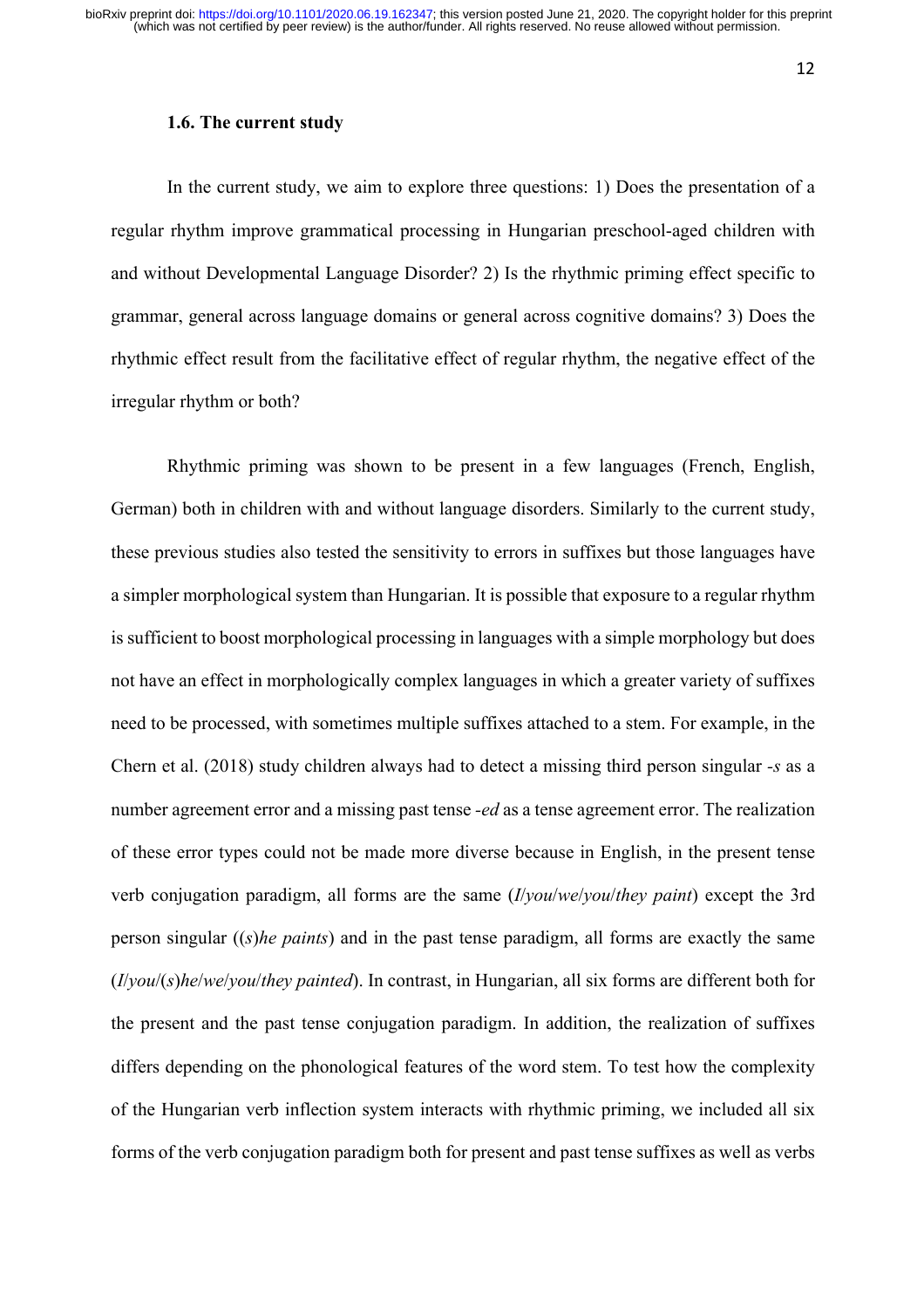### 1.6. The current study

In the current study, we aim to explore three questions: 1) Does the presentation of a regular rhythm improve grammatical processing in Hungarian preschool-aged children with and without Developmental Language Disorder? 2) Is the rhythmic priming effect specific to grammar, general across language domains or general across cognitive domains? 3) Does the rhythmic effect result from the facilitative effect of regular rhythm, the negative effect of the irregular rhythm or both?

Rhythmic priming was shown to be present in a few languages (French, English, German) both in children with and without language disorders. Similarly to the current study, these previous studies also tested the sensitivity to errors in suffixes but those languages have a simpler morphological system than Hungarian. It is possible that exposure to a regular rhythm is sufficient to boost morphological processing in languages with a simple morphology but does not have an effect in morphologically complex languages in which a greater variety of suffixes need to be processed, with sometimes multiple suffixes attached to a stem. For example, in the Chern et al. (2018) study children always had to detect a missing third person singular *-s* as a number agreement error and a missing past tense *-ed* as a tense agreement error. The realization of these error types could not be made more diverse because in English, in the present tense verb conjugation paradigm, all forms are the same (*I*/*you*/*we*/*you*/*they paint*) except the 3rd person singular ((*s*)*he paints*) and in the past tense paradigm, all forms are exactly the same (*I*/*you*/(*s*)*he*/*we*/*you*/*they painted*). In contrast, in Hungarian, all six forms are different both for the present and the past tense conjugation paradigm. In addition, the realization of suffixes differs depending on the phonological features of the word stem. To test how the complexity of the Hungarian verb inflection system interacts with rhythmic priming, we included all six forms of the verb conjugation paradigm both for present and past tense suffixes as well as verbs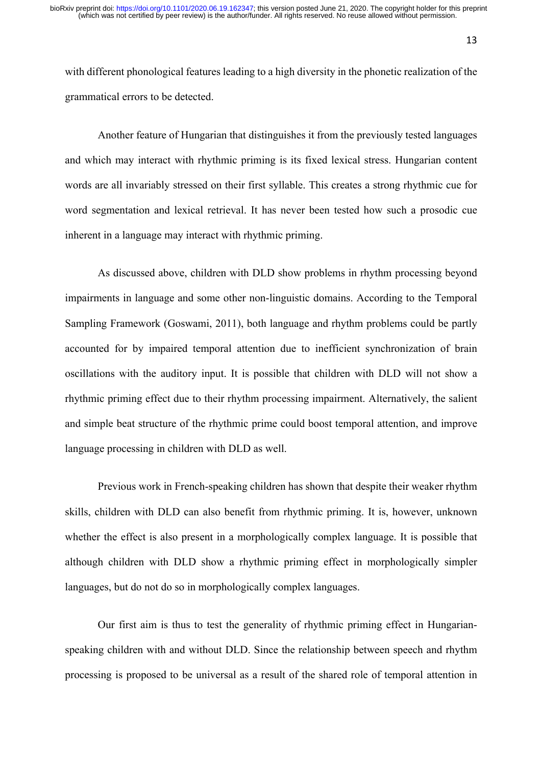with different phonological features leading to a high diversity in the phonetic realization of the grammatical errors to be detected.

Another feature of Hungarian that distinguishes it from the previously tested languages and which may interact with rhythmic priming is its fixed lexical stress. Hungarian content words are all invariably stressed on their first syllable. This creates a strong rhythmic cue for word segmentation and lexical retrieval. It has never been tested how such a prosodic cue inherent in a language may interact with rhythmic priming.

As discussed above, children with DLD show problems in rhythm processing beyond impairments in language and some other non-linguistic domains. According to the Temporal Sampling Framework (Goswami, 2011), both language and rhythm problems could be partly accounted for by impaired temporal attention due to inefficient synchronization of brain oscillations with the auditory input. It is possible that children with DLD will not show a rhythmic priming effect due to their rhythm processing impairment. Alternatively, the salient and simple beat structure of the rhythmic prime could boost temporal attention, and improve language processing in children with DLD as well.

Previous work in French-speaking children has shown that despite their weaker rhythm skills, children with DLD can also benefit from rhythmic priming. It is, however, unknown whether the effect is also present in a morphologically complex language. It is possible that although children with DLD show a rhythmic priming effect in morphologically simpler languages, but do not do so in morphologically complex languages.

Our first aim is thus to test the generality of rhythmic priming effect in Hungarian-speaking children with and without DLD. Since the relationship between speech and rhythm processing is proposed to be universal as a result of the shared role of temporal attention in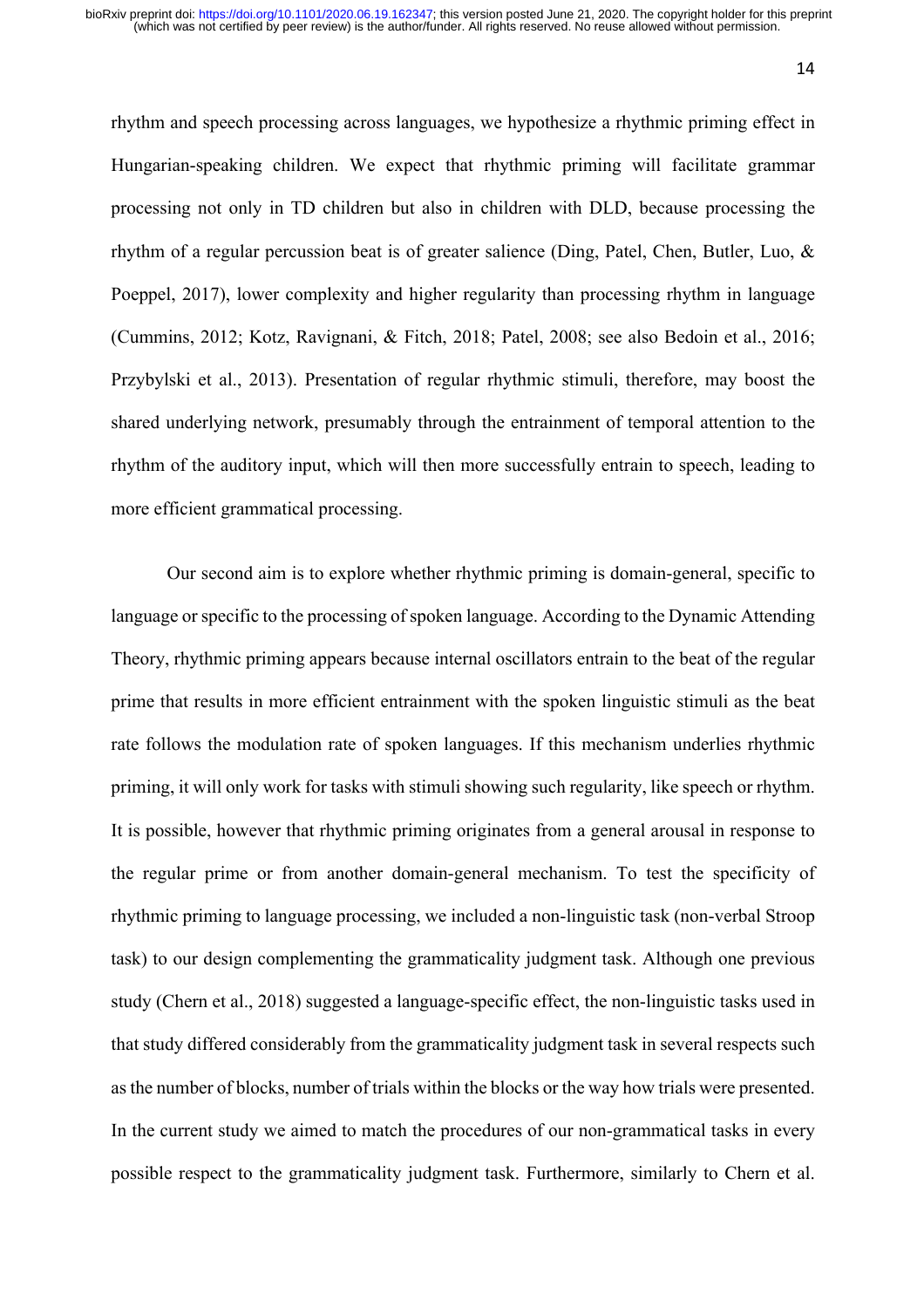rhythm and speech processing across languages, we hypothesize a rhythmic priming effect in Hungarian-speaking children. We expect that rhythmic priming will facilitate grammar processing not only in TD children but also in children with DLD, because processing the rhythm of a regular percussion beat is of greater salience (Ding, Patel, Chen, Butler, Luo, & Poeppel, 2017), lower complexity and higher regularity than processing rhythm in language (Cummins, 2012; Kotz, Ravignani, & Fitch, 2018; Patel, 2008; see also Bedoin et al., 2016; Przybylski et al., 2013). Presentation of regular rhythmic stimuli, therefore, may boost the shared underlying network, presumably through the entrainment of temporal attention to the rhythm of the auditory input, which will then more successfully entrain to speech, leading to more efficient grammatical processing.

Our second aim is to explore whether rhythmic priming is domain-general, specific to language or specific to the processing of spoken language. According to the Dynamic Attending Theory, rhythmic priming appears because internal oscillators entrain to the beat of the regular prime that results in more efficient entrainment with the spoken linguistic stimuli as the beat rate follows the modulation rate of spoken languages. If this mechanism underlies rhythmic priming, it will only work for tasks with stimuli showing such regularity, like speech or rhythm. It is possible, however that rhythmic priming originates from a general arousal in response to the regular prime or from another domain-general mechanism. To test the specificity of rhythmic priming to language processing, we included a non-linguistic task (non-verbal Stroop task) to our design complementing the grammaticality judgment task. Although one previous study (Chern et al., 2018) suggested a language-specific effect, the non-linguistic tasks used in that study differed considerably from the grammaticality judgment task in several respects such as the number of blocks, number of trials within the blocks or the way how trials were presented. In the current study we aimed to match the procedures of our non-grammatical tasks in every possible respect to the grammaticality judgment task. Furthermore, similarly to Chern et al.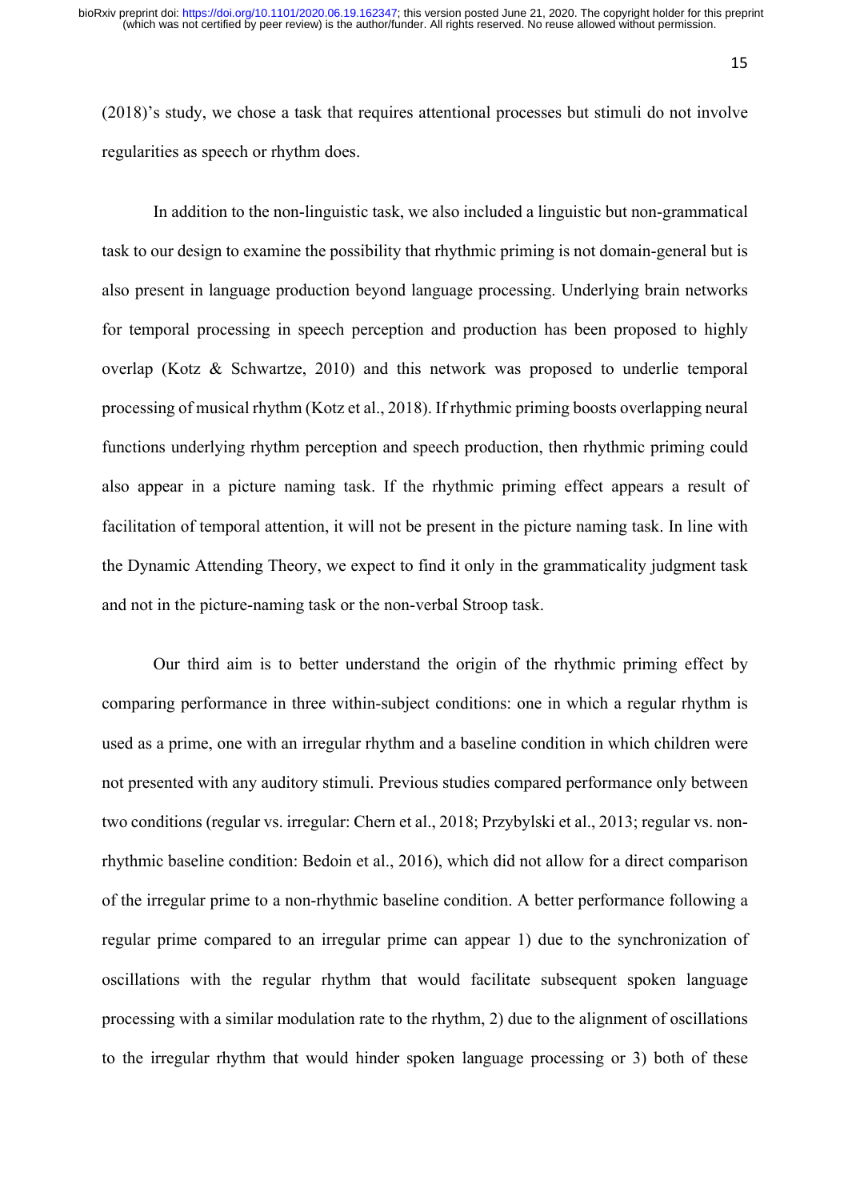(2018)'s study, we chose a task that requires attentional processes but stimuli do not involve regularities as speech or rhythm does.

In addition to the non-linguistic task, we also included a linguistic but non-grammatical task to our design to examine the possibility that rhythmic priming is not domain-general but is also present in language production beyond language processing. Underlying brain networks for temporal processing in speech perception and production has been proposed to highly overlap (Kotz & Schwartze, 2010) and this network was proposed to underlie temporal processing of musical rhythm (Kotz et al., 2018). If rhythmic priming boosts overlapping neural functions underlying rhythm perception and speech production, then rhythmic priming could also appear in a picture naming task. If the rhythmic priming effect appears a result of facilitation of temporal attention, it will not be present in the picture naming task. In line with the Dynamic Attending Theory, we expect to find it only in the grammaticality judgment task and not in the picture-naming task or the non-verbal Stroop task.

Our third aim is to better understand the origin of the rhythmic priming effect by comparing performance in three within-subject conditions: one in which a regular rhythm is used as a prime, one with an irregular rhythm and a baseline condition in which children were not presented with any auditory stimuli. Previous studies compared performance only between two conditions (regular vs. irregular: Chern et al., 2018; Przybylski et al., 2013; regular vs. non-rhythmic baseline condition: Bedoin et al., 2016), which did not allow for a direct comparison of the irregular prime to a non-rhythmic baseline condition. A better performance following a regular prime compared to an irregular prime can appear 1) due to the synchronization of oscillations with the regular rhythm that would facilitate subsequent spoken language processing with a similar modulation rate to the rhythm, 2) due to the alignment of oscillations to the irregular rhythm that would hinder spoken language processing or 3) both of these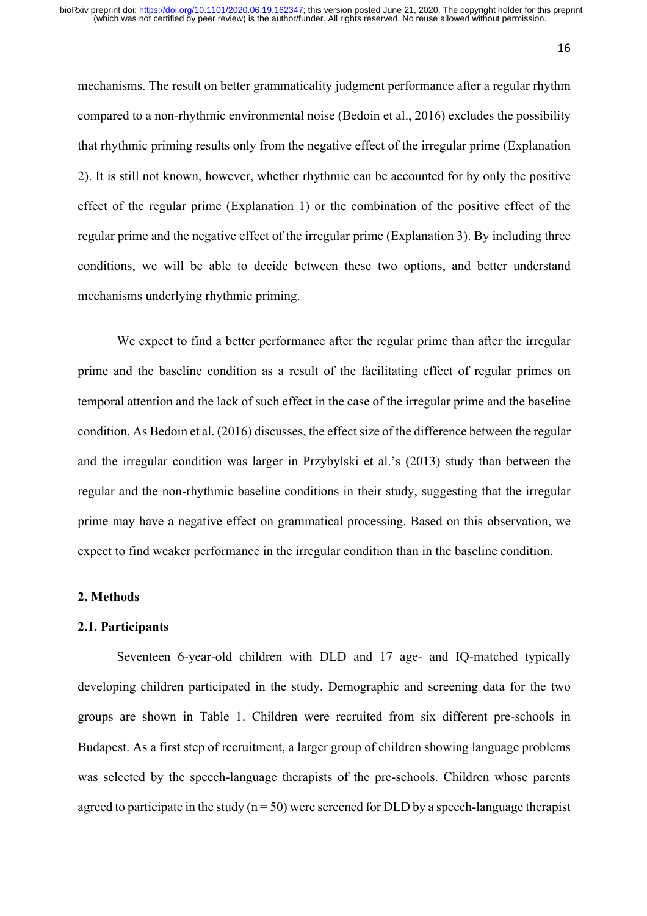mechanisms. The result on better grammaticality judgment performance after a regular rhythm compared to a non-rhythmic environmental noise (Bedoin et al., 2016) excludes the possibility that rhythmic priming results only from the negative effect of the irregular prime (Explanation 2). It is still not known, however, whether rhythmic can be accounted for by only the positive effect of the regular prime (Explanation 1) or the combination of the positive effect of the regular prime and the negative effect of the irregular prime (Explanation 3). By including three conditions, we will be able to decide between these two options, and better understand mechanisms underlying rhythmic priming.

We expect to find a better performance after the regular prime than after the irregular prime and the baseline condition as a result of the facilitating effect of regular primes on temporal attention and the lack of such effect in the case of the irregular prime and the baseline condition. As Bedoin et al. (2016) discusses, the effect size of the difference between the regular and the irregular condition was larger in Przybylski et al.'s (2013) study than between the regular and the non-rhythmic baseline conditions in their study, suggesting that the irregular prime may have a negative effect on grammatical processing. Based on this observation, we expect to find weaker performance in the irregular condition than in the baseline condition.

## 2. Methods

### 2.1. Participants

Seventeen 6-year-old children with DLD and 17 age- and IQ-matched typically developing children participated in the study. Demographic and screening data for the two groups are shown in Table 1. Children were recruited from six different pre-schools in Budapest. As a first step of recruitment, a larger group of children showing language problems was selected by the speech-language therapists of the pre-schools. Children whose parents agreed to participate in the study (n = 50) were screened for DLD by a speech-language therapist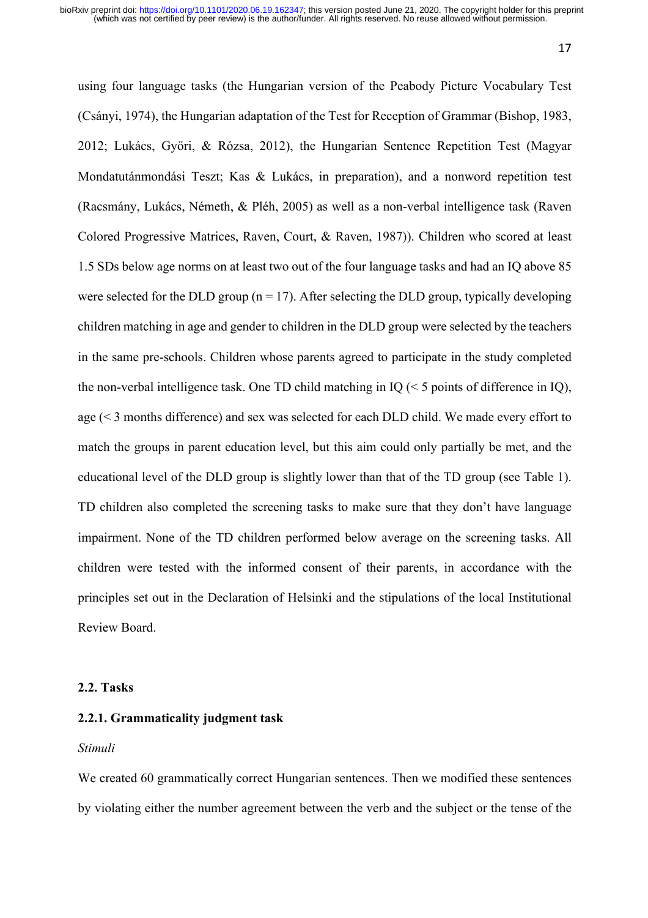using four language tasks (the Hungarian version of the Peabody Picture Vocabulary Test (Csányi, 1974), the Hungarian adaptation of the Test for Reception of Grammar (Bishop, 1983, 2012; Lukács, Győri, & Rózsa, 2012), the Hungarian Sentence Repetition Test (Magyar Mondatutánmondási Teszt; Kas & Lukács, in preparation), and a nonword repetition test (Racsmány, Lukács, Németh, & Pléh, 2005) as well as a non-verbal intelligence task (Raven Colored Progressive Matrices, Raven, Court, & Raven, 1987)). Children who scored at least 1.5 SDs below age norms on at least two out of the four language tasks and had an IQ above 85 were selected for the DLD group (n = 17). After selecting the DLD group, typically developing children matching in age and gender to children in the DLD group were selected by the teachers in the same pre-schools. Children whose parents agreed to participate in the study completed the non-verbal intelligence task. One TD child matching in IQ (< 5 points of difference in IQ), age (< 3 months difference) and sex was selected for each DLD child. We made every effort to match the groups in parent education level, but this aim could only partially be met, and the educational level of the DLD group is slightly lower than that of the TD group (see Table 1). TD children also completed the screening tasks to make sure that they don't have language impairment. None of the TD children performed below average on the screening tasks. All children were tested with the informed consent of their parents, in accordance with the principles set out in the Declaration of Helsinki and the stipulations of the local Institutional Review Board.

### 2.2. Tasks

#### 2.2.1. Grammaticality judgment task

*Stimuli*

We created 60 grammatically correct Hungarian sentences. Then we modified these sentences by violating either the number agreement between the verb and the subject or the tense of the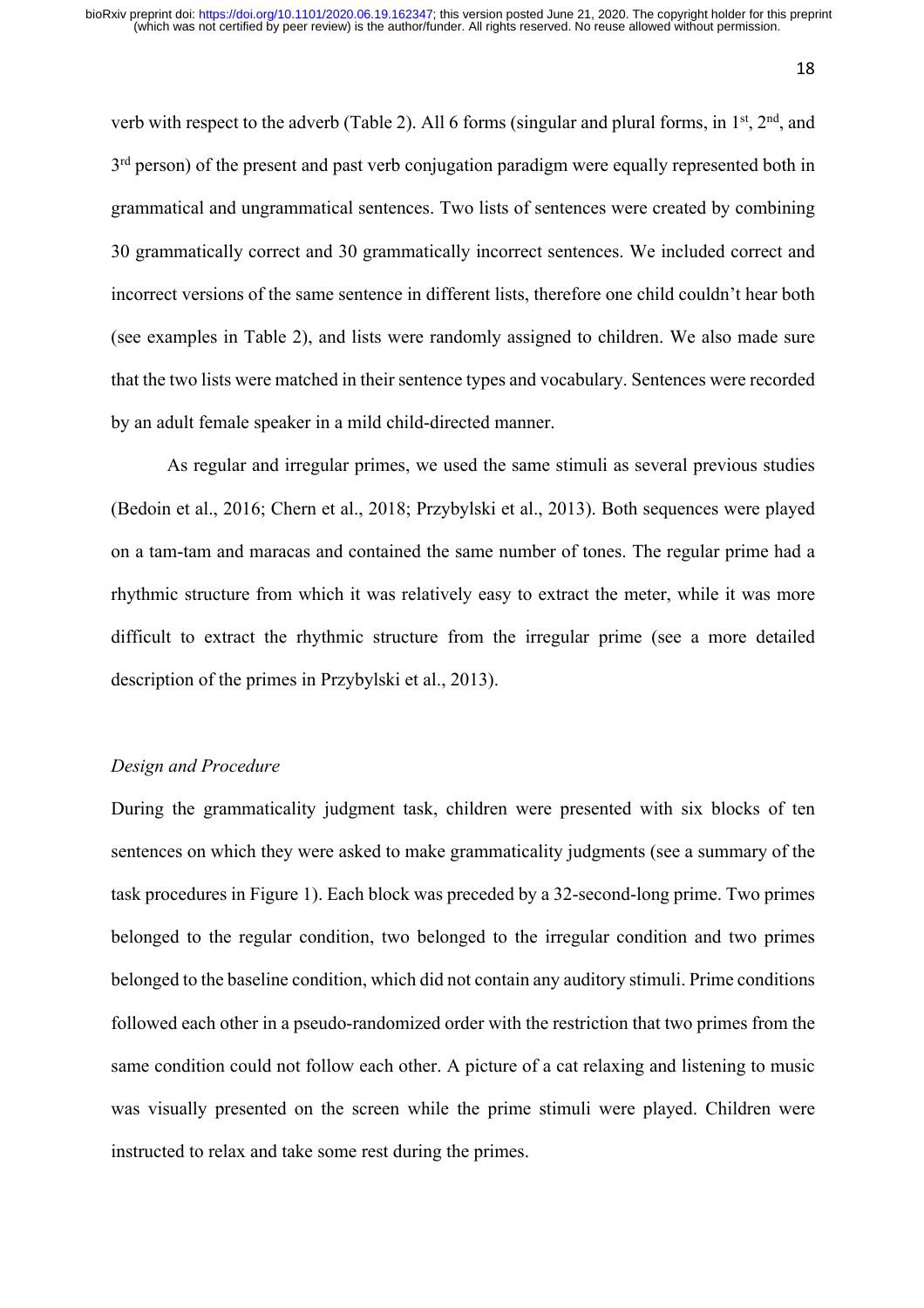verb with respect to the adverb (Table 2). All 6 forms (singular and plural forms, in 1st, 2nd, and 3rd person) of the present and past verb conjugation paradigm were equally represented both in grammatical and ungrammatical sentences. Two lists of sentences were created by combining 30 grammatically correct and 30 grammatically incorrect sentences. We included correct and incorrect versions of the same sentence in different lists, therefore one child couldn't hear both (see examples in Table 2), and lists were randomly assigned to children. We also made sure that the two lists were matched in their sentence types and vocabulary. Sentences were recorded by an adult female speaker in a mild child-directed manner.

As regular and irregular primes, we used the same stimuli as several previous studies (Bedoin et al., 2016; Chern et al., 2018; Przybylski et al., 2013). Both sequences were played on a tam-tam and maracas and contained the same number of tones. The regular prime had a rhythmic structure from which it was relatively easy to extract the meter, while it was more difficult to extract the rhythmic structure from the irregular prime (see a more detailed description of the primes in Przybylski et al., 2013).

### *Design and Procedure*

During the grammaticality judgment task, children were presented with six blocks of ten sentences on which they were asked to make grammaticality judgments (see a summary of the task procedures in Figure 1). Each block was preceded by a 32-second-long prime. Two primes belonged to the regular condition, two belonged to the irregular condition and two primes belonged to the baseline condition, which did not contain any auditory stimuli. Prime conditions followed each other in a pseudo-randomized order with the restriction that two primes from the same condition could not follow each other. A picture of a cat relaxing and listening to music was visually presented on the screen while the prime stimuli were played. Children were instructed to relax and take some rest during the primes.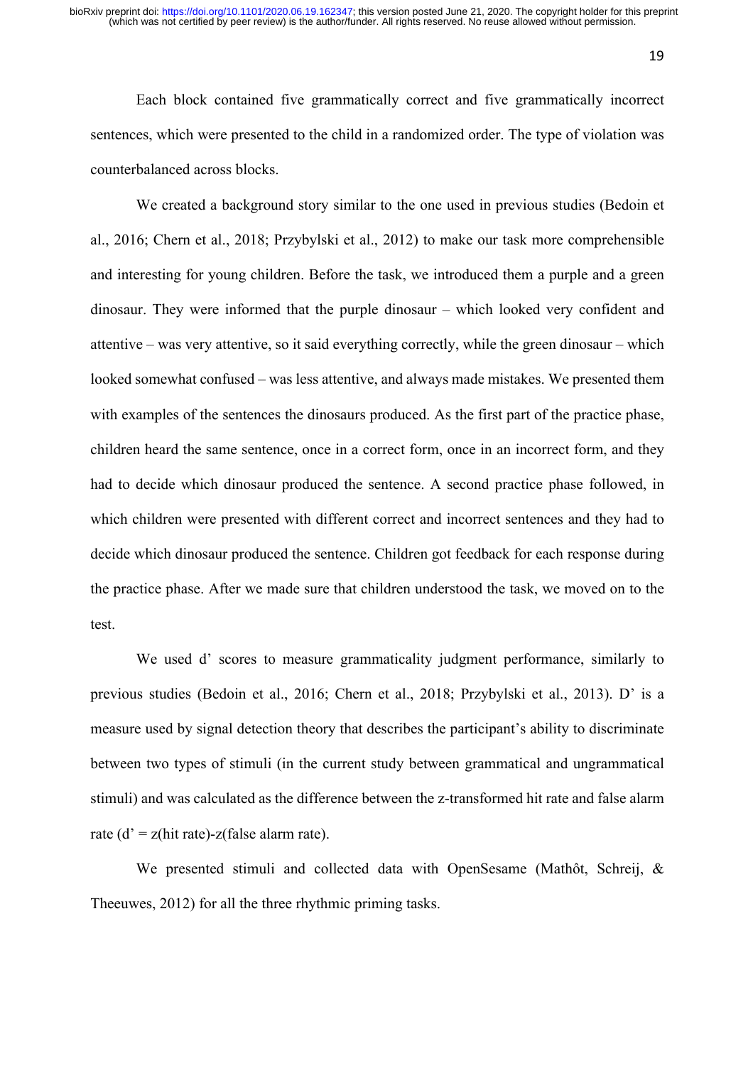Each block contained five grammatically correct and five grammatically incorrect sentences, which were presented to the child in a randomized order. The type of violation was counterbalanced across blocks.

We created a background story similar to the one used in previous studies (Bedoin et al., 2016; Chern et al., 2018; Przybylski et al., 2012) to make our task more comprehensible and interesting for young children. Before the task, we introduced them a purple and a green dinosaur. They were informed that the purple dinosaur – which looked very confident and attentive – was very attentive, so it said everything correctly, while the green dinosaur – which looked somewhat confused – was less attentive, and always made mistakes. We presented them with examples of the sentences the dinosaurs produced. As the first part of the practice phase, children heard the same sentence, once in a correct form, once in an incorrect form, and they had to decide which dinosaur produced the sentence. A second practice phase followed, in which children were presented with different correct and incorrect sentences and they had to decide which dinosaur produced the sentence. Children got feedback for each response during the practice phase. After we made sure that children understood the task, we moved on to the test.

We used d' scores to measure grammaticality judgment performance, similarly to previous studies (Bedoin et al., 2016; Chern et al., 2018; Przybylski et al., 2013). D' is a measure used by signal detection theory that describes the participant's ability to discriminate between two types of stimuli (in the current study between grammatical and ungrammatical stimuli) and was calculated as the difference between the z-transformed hit rate and false alarm rate ($d' = z(\text{hit rate}) - z(\text{false alarm rate})$).

We presented stimuli and collected data with OpenSesame (Mathôt, Schreij, & Theeuwes, 2012) for all the three rhythmic priming tasks.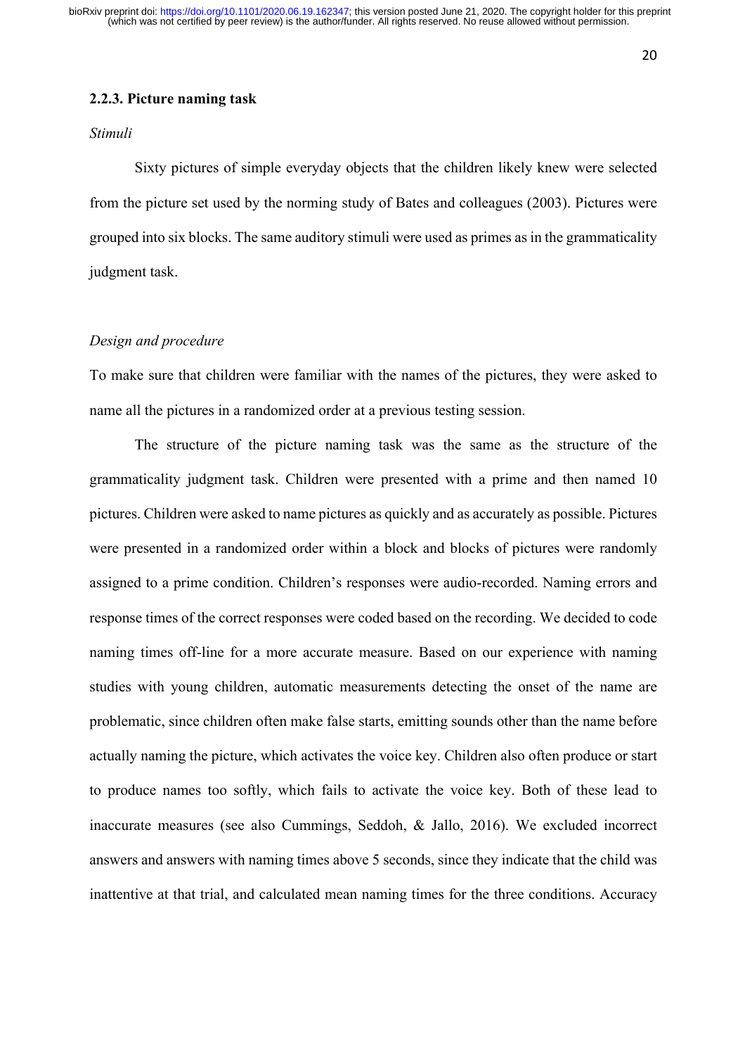### 2.2.3. Picture naming task

*Stimuli*

Sixty pictures of simple everyday objects that the children likely knew were selected from the picture set used by the norming study of Bates and colleagues (2003). Pictures were grouped into six blocks. The same auditory stimuli were used as primes as in the grammaticality judgment task.

*Design and procedure*

To make sure that children were familiar with the names of the pictures, they were asked to name all the pictures in a randomized order at a previous testing session.

The structure of the picture naming task was the same as the structure of the grammaticality judgment task. Children were presented with a prime and then named 10 pictures. Children were asked to name pictures as quickly and as accurately as possible. Pictures were presented in a randomized order within a block and blocks of pictures were randomly assigned to a prime condition. Children's responses were audio-recorded. Naming errors and response times of the correct responses were coded based on the recording. We decided to code naming times off-line for a more accurate measure. Based on our experience with naming studies with young children, automatic measurements detecting the onset of the name are problematic, since children often make false starts, emitting sounds other than the name before actually naming the picture, which activates the voice key. Children also often produce or start to produce names too softly, which fails to activate the voice key. Both of these lead to inaccurate measures (see also Cummings, Seddoh, & Jallo, 2016). We excluded incorrect answers and answers with naming times above 5 seconds, since they indicate that the child was inattentive at that trial, and calculated mean naming times for the three conditions. Accuracy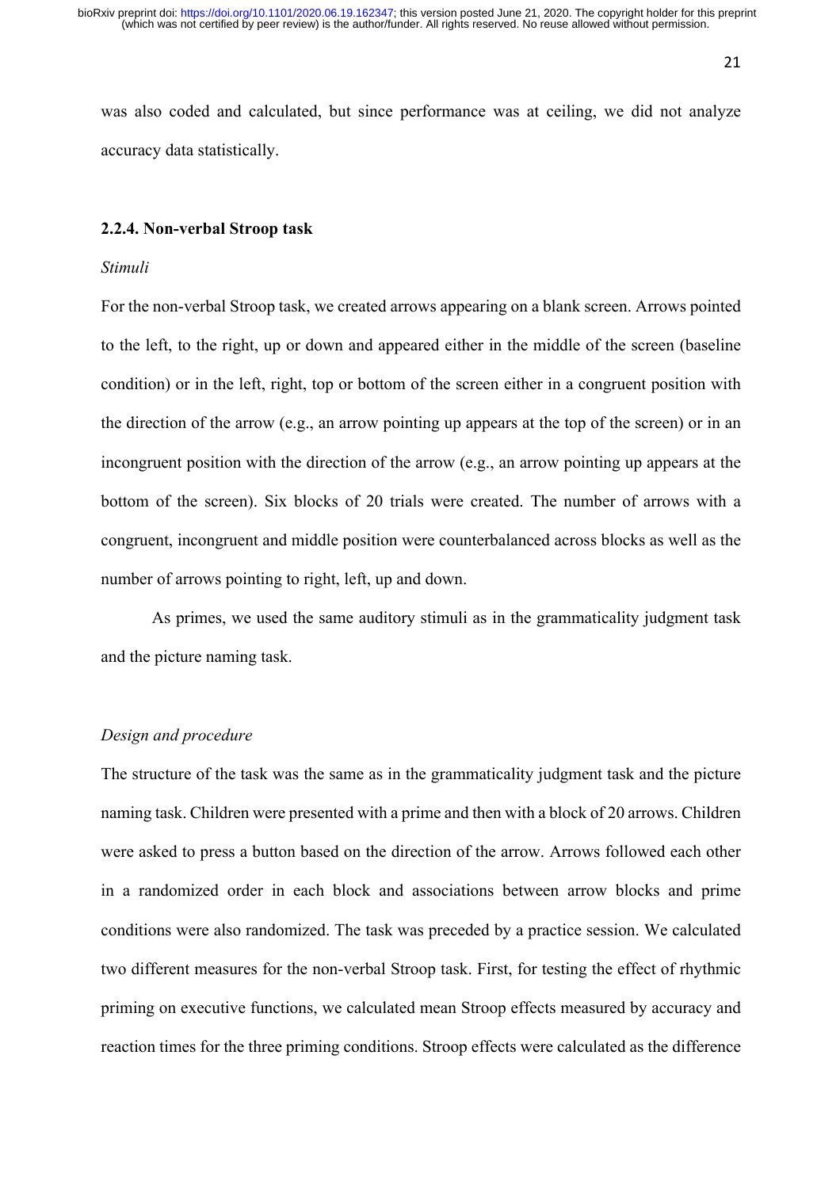was also coded and calculated, but since performance was at ceiling, we did not analyze accuracy data statistically.

### 2.2.4. Non-verbal Stroop task

*Stimuli*

For the non-verbal Stroop task, we created arrows appearing on a blank screen. Arrows pointed to the left, to the right, up or down and appeared either in the middle of the screen (baseline condition) or in the left, right, top or bottom of the screen either in a congruent position with the direction of the arrow (e.g., an arrow pointing up appears at the top of the screen) or in an incongruent position with the direction of the arrow (e.g., an arrow pointing up appears at the bottom of the screen). Six blocks of 20 trials were created. The number of arrows with a congruent, incongruent and middle position were counterbalanced across blocks as well as the number of arrows pointing to right, left, up and down.

As primes, we used the same auditory stimuli as in the grammaticality judgment task and the picture naming task.

*Design and procedure*

The structure of the task was the same as in the grammaticality judgment task and the picture naming task. Children were presented with a prime and then with a block of 20 arrows. Children were asked to press a button based on the direction of the arrow. Arrows followed each other in a randomized order in each block and associations between arrow blocks and prime conditions were also randomized. The task was preceded by a practice session. We calculated two different measures for the non-verbal Stroop task. First, for testing the effect of rhythmic priming on executive functions, we calculated mean Stroop effects measured by accuracy and reaction times for the three priming conditions. Stroop effects were calculated as the difference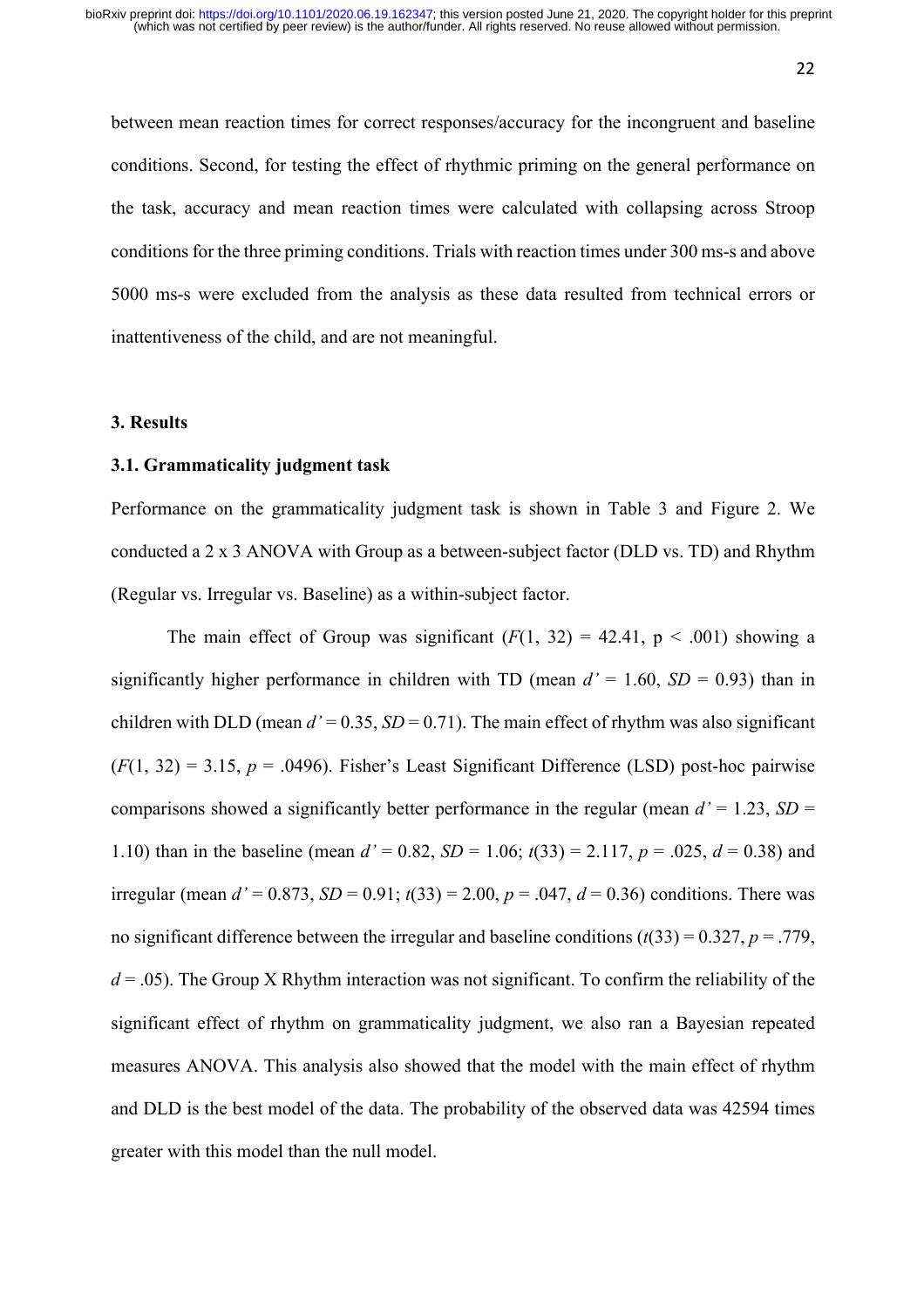between mean reaction times for correct responses/accuracy for the incongruent and baseline conditions. Second, for testing the effect of rhythmic priming on the general performance on the task, accuracy and mean reaction times were calculated with collapsing across Stroop conditions for the three priming conditions. Trials with reaction times under 300 ms-s and above 5000 ms-s were excluded from the analysis as these data resulted from technical errors or inattentiveness of the child, and are not meaningful.

## 3. Results

### 3.1. Grammaticality judgment task

Performance on the grammaticality judgment task is shown in Table 3 and Figure 2. We conducted a 2 x 3 ANOVA with Group as a between-subject factor (DLD vs. TD) and Rhythm (Regular vs. Irregular vs. Baseline) as a within-subject factor.

The main effect of Group was significant ($F(1, 32) = 42.41$, $p < .001$) showing a significantly higher performance in children with TD (mean $d' = 1.60$, $SD = 0.93$) than in children with DLD (mean $d' = 0.35$, $SD = 0.71$). The main effect of rhythm was also significant ($F(1, 32) = 3.15$, $p = .0496$). Fisher's Least Significant Difference (LSD) post-hoc pairwise comparisons showed a significantly better performance in the regular (mean $d' = 1.23$, $SD = 1.10$) than in the baseline (mean $d' = 0.82$, $SD = 1.06$; $t(33) = 2.117$, $p = .025$, $d = 0.38$) and irregular (mean $d' = 0.873$, $SD = 0.91$; $t(33) = 2.00$, $p = .047$, $d = 0.36$) conditions. There was no significant difference between the irregular and baseline conditions ($t(33) = 0.327$, $p = .779$, $d = .05$). The Group X Rhythm interaction was not significant. To confirm the reliability of the significant effect of rhythm on grammaticality judgment, we also ran a Bayesian repeated measures ANOVA. This analysis also showed that the model with the main effect of rhythm and DLD is the best model of the data. The probability of the observed data was 42594 times greater with this model than the null model.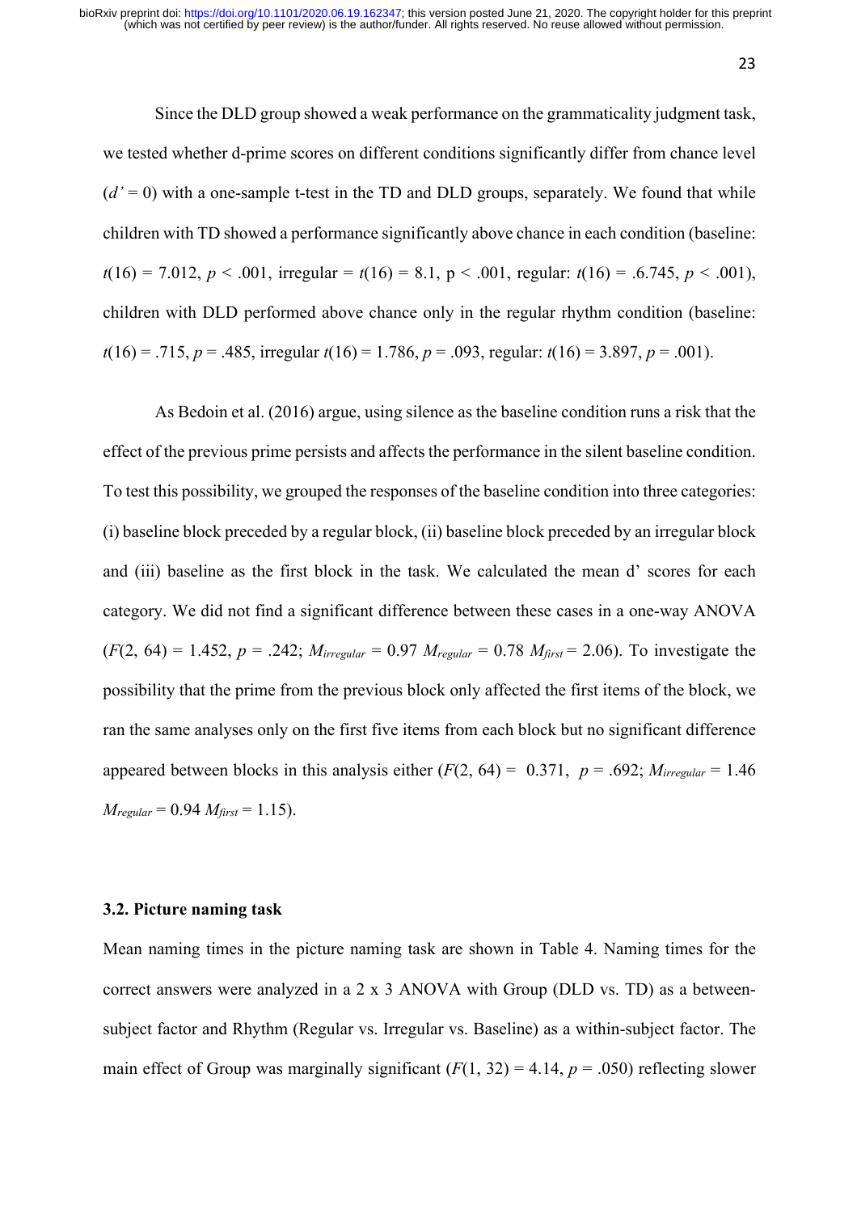Since the DLD group showed a weak performance on the grammaticality judgment task, we tested whether d-prime scores on different conditions significantly differ from chance level ($d' = 0$) with a one-sample t-test in the TD and DLD groups, separately. We found that while children with TD showed a performance significantly above chance in each condition (baseline: $t(16) = 7.012$, $p < .001$, irregular = $t(16) = 8.1$, $p < .001$, regular: $t(16) = .6.745$, $p < .001$), children with DLD performed above chance only in the regular rhythm condition (baseline: $t(16) = .715$, $p = .485$, irregular $t(16) = 1.786$, $p = .093$, regular: $t(16) = 3.897$, $p = .001$).

As Bedoin et al. (2016) argue, using silence as the baseline condition runs a risk that the effect of the previous prime persists and affects the performance in the silent baseline condition. To test this possibility, we grouped the responses of the baseline condition into three categories: (i) baseline block preceded by a regular block, (ii) baseline block preceded by an irregular block and (iii) baseline as the first block in the task. We calculated the mean d' scores for each category. We did not find a significant difference between these cases in a one-way ANOVA ($F(2, 64) = 1.452$, $p = .242$; $M_{irregular} = 0.97$ $M_{regular} = 0.78$ $M_{first} = 2.06$). To investigate the possibility that the prime from the previous block only affected the first items of the block, we ran the same analyses only on the first five items from each block but no significant difference appeared between blocks in this analysis either ($F(2, 64) = 0.371$, $p = .692$; $M_{irregular} = 1.46$ $M_{regular} = 0.94$ $M_{first} = 1.15$).

### 3.2. Picture naming task

Mean naming times in the picture naming task are shown in Table 4. Naming times for the correct answers were analyzed in a 2 x 3 ANOVA with Group (DLD vs. TD) as a between-subject factor and Rhythm (Regular vs. Irregular vs. Baseline) as a within-subject factor. The main effect of Group was marginally significant ($F(1, 32) = 4.14$, $p = .050$) reflecting slower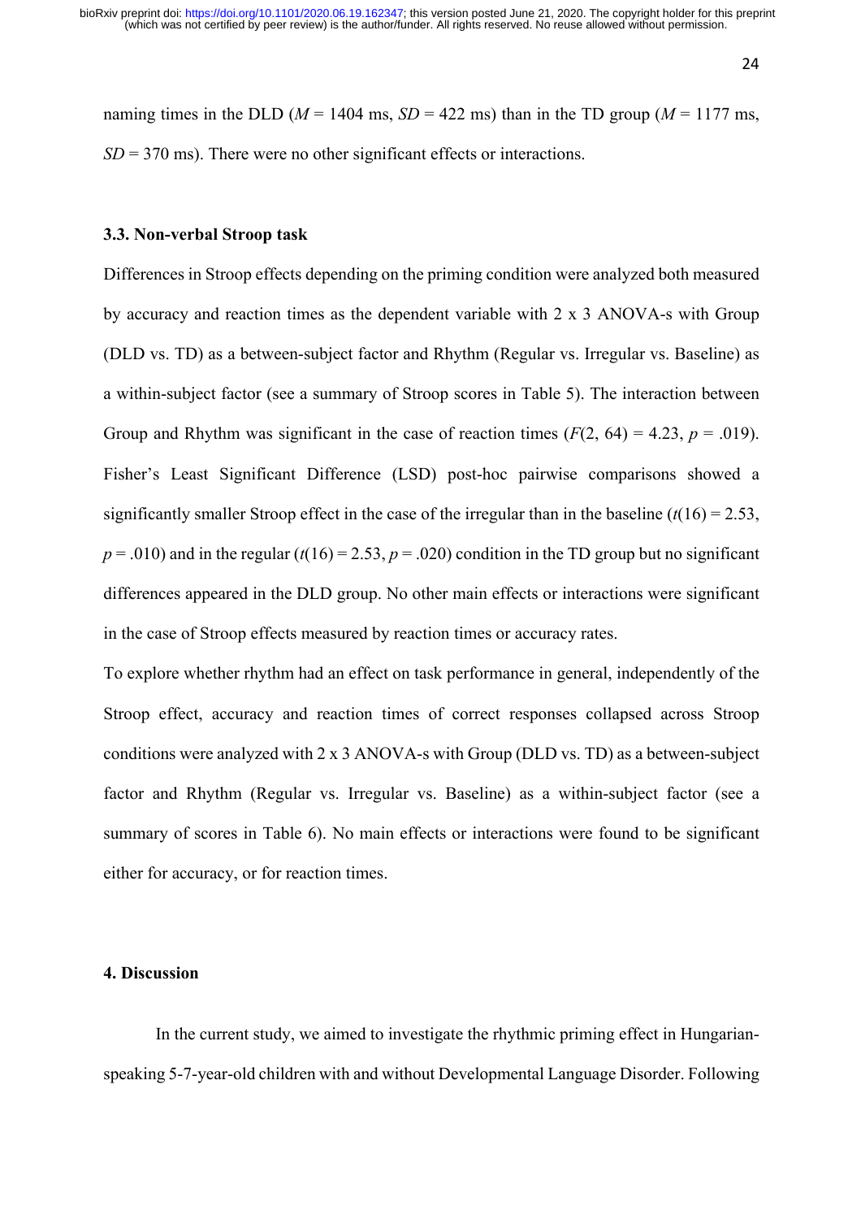naming times in the DLD ($M$ = 1404 ms, $SD$ = 422 ms) than in the TD group ($M$ = 1177 ms, $SD$ = 370 ms). There were no other significant effects or interactions.

### 3.3. Non-verbal Stroop task

Differences in Stroop effects depending on the priming condition were analyzed both measured by accuracy and reaction times as the dependent variable with 2 x 3 ANOVA-s with Group (DLD vs. TD) as a between-subject factor and Rhythm (Regular vs. Irregular vs. Baseline) as a within-subject factor (see a summary of Stroop scores in Table 5). The interaction between Group and Rhythm was significant in the case of reaction times ($F(2, 64) = 4.23$, $p = .019$). Fisher's Least Significant Difference (LSD) post-hoc pairwise comparisons showed a significantly smaller Stroop effect in the case of the irregular than in the baseline ($t(16) = 2.53$, $p = .010$) and in the regular ($t(16) = 2.53$, $p = .020$) condition in the TD group but no significant differences appeared in the DLD group. No other main effects or interactions were significant in the case of Stroop effects measured by reaction times or accuracy rates.

To explore whether rhythm had an effect on task performance in general, independently of the Stroop effect, accuracy and reaction times of correct responses collapsed across Stroop conditions were analyzed with 2 x 3 ANOVA-s with Group (DLD vs. TD) as a between-subject factor and Rhythm (Regular vs. Irregular vs. Baseline) as a within-subject factor (see a summary of scores in Table 6). No main effects or interactions were found to be significant either for accuracy, or for reaction times.

## 4. Discussion

In the current study, we aimed to investigate the rhythmic priming effect in Hungarian-speaking 5-7-year-old children with and without Developmental Language Disorder. Following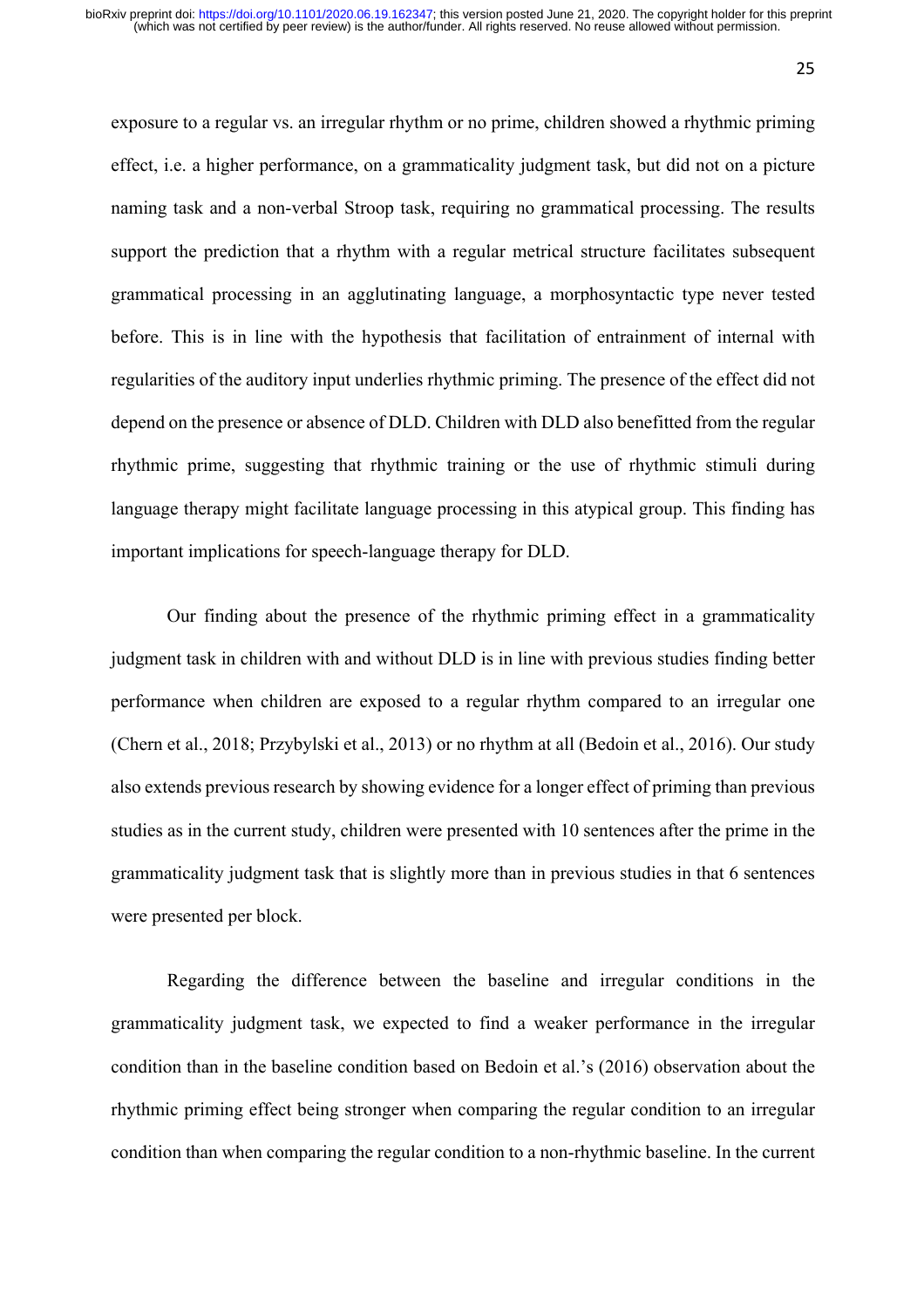exposure to a regular vs. an irregular rhythm or no prime, children showed a rhythmic priming effect, i.e. a higher performance, on a grammaticality judgment task, but did not on a picture naming task and a non-verbal Stroop task, requiring no grammatical processing. The results support the prediction that a rhythm with a regular metrical structure facilitates subsequent grammatical processing in an agglutinating language, a morphosyntactic type never tested before. This is in line with the hypothesis that facilitation of entrainment of internal with regularities of the auditory input underlies rhythmic priming. The presence of the effect did not depend on the presence or absence of DLD. Children with DLD also benefitted from the regular rhythmic prime, suggesting that rhythmic training or the use of rhythmic stimuli during language therapy might facilitate language processing in this atypical group. This finding has important implications for speech-language therapy for DLD.

Our finding about the presence of the rhythmic priming effect in a grammaticality judgment task in children with and without DLD is in line with previous studies finding better performance when children are exposed to a regular rhythm compared to an irregular one (Chern et al., 2018; Przybylski et al., 2013) or no rhythm at all (Bedoin et al., 2016). Our study also extends previous research by showing evidence for a longer effect of priming than previous studies as in the current study, children were presented with 10 sentences after the prime in the grammaticality judgment task that is slightly more than in previous studies in that 6 sentences were presented per block.

Regarding the difference between the baseline and irregular conditions in the grammaticality judgment task, we expected to find a weaker performance in the irregular condition than in the baseline condition based on Bedoin et al.'s (2016) observation about the rhythmic priming effect being stronger when comparing the regular condition to an irregular condition than when comparing the regular condition to a non-rhythmic baseline. In the current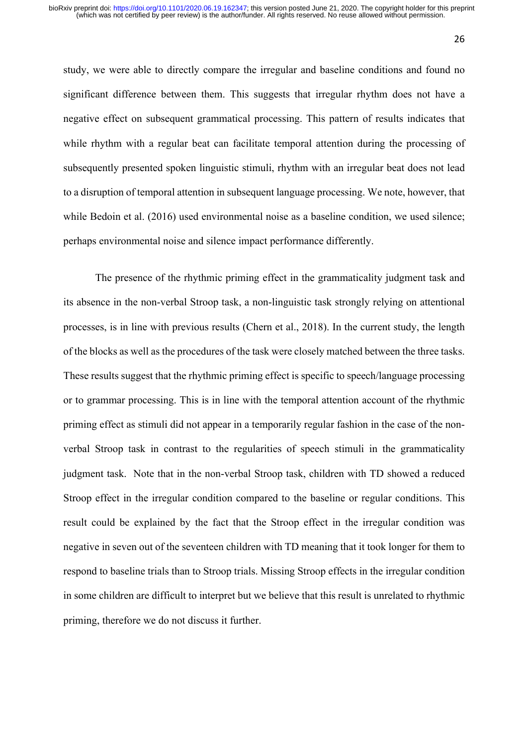study, we were able to directly compare the irregular and baseline conditions and found no significant difference between them. This suggests that irregular rhythm does not have a negative effect on subsequent grammatical processing. This pattern of results indicates that while rhythm with a regular beat can facilitate temporal attention during the processing of subsequently presented spoken linguistic stimuli, rhythm with an irregular beat does not lead to a disruption of temporal attention in subsequent language processing. We note, however, that while Bedoin et al. (2016) used environmental noise as a baseline condition, we used silence; perhaps environmental noise and silence impact performance differently.

The presence of the rhythmic priming effect in the grammaticality judgment task and its absence in the non-verbal Stroop task, a non-linguistic task strongly relying on attentional processes, is in line with previous results (Chern et al., 2018). In the current study, the length of the blocks as well as the procedures of the task were closely matched between the three tasks. These results suggest that the rhythmic priming effect is specific to speech/language processing or to grammar processing. This is in line with the temporal attention account of the rhythmic priming effect as stimuli did not appear in a temporarily regular fashion in the case of the non-verbal Stroop task in contrast to the regularities of speech stimuli in the grammaticality judgment task. Note that in the non-verbal Stroop task, children with TD showed a reduced Stroop effect in the irregular condition compared to the baseline or regular conditions. This result could be explained by the fact that the Stroop effect in the irregular condition was negative in seven out of the seventeen children with TD meaning that it took longer for them to respond to baseline trials than to Stroop trials. Missing Stroop effects in the irregular condition in some children are difficult to interpret but we believe that this result is unrelated to rhythmic priming, therefore we do not discuss it further.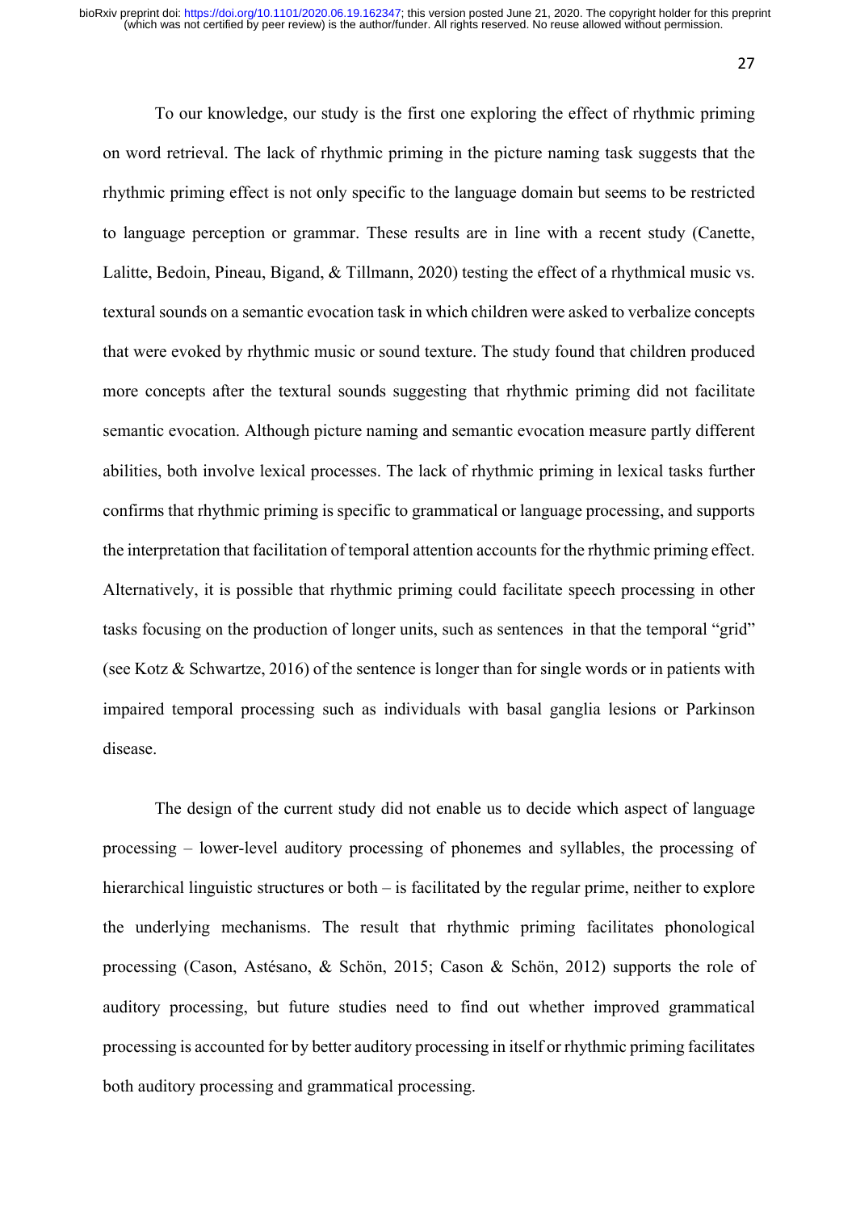To our knowledge, our study is the first one exploring the effect of rhythmic priming on word retrieval. The lack of rhythmic priming in the picture naming task suggests that the rhythmic priming effect is not only specific to the language domain but seems to be restricted to language perception or grammar. These results are in line with a recent study (Canette, Lalitte, Bedoin, Pineau, Bigand, & Tillmann, 2020) testing the effect of a rhythmical music vs. textural sounds on a semantic evocation task in which children were asked to verbalize concepts that were evoked by rhythmic music or sound texture. The study found that children produced more concepts after the textural sounds suggesting that rhythmic priming did not facilitate semantic evocation. Although picture naming and semantic evocation measure partly different abilities, both involve lexical processes. The lack of rhythmic priming in lexical tasks further confirms that rhythmic priming is specific to grammatical or language processing, and supports the interpretation that facilitation of temporal attention accounts for the rhythmic priming effect. Alternatively, it is possible that rhythmic priming could facilitate speech processing in other tasks focusing on the production of longer units, such as sentences in that the temporal "grid" (see Kotz & Schwartze, 2016) of the sentence is longer than for single words or in patients with impaired temporal processing such as individuals with basal ganglia lesions or Parkinson disease.

The design of the current study did not enable us to decide which aspect of language processing – lower-level auditory processing of phonemes and syllables, the processing of hierarchical linguistic structures or both – is facilitated by the regular prime, neither to explore the underlying mechanisms. The result that rhythmic priming facilitates phonological processing (Cason, Astésano, & Schön, 2015; Cason & Schön, 2012) supports the role of auditory processing, but future studies need to find out whether improved grammatical processing is accounted for by better auditory processing in itself or rhythmic priming facilitates both auditory processing and grammatical processing.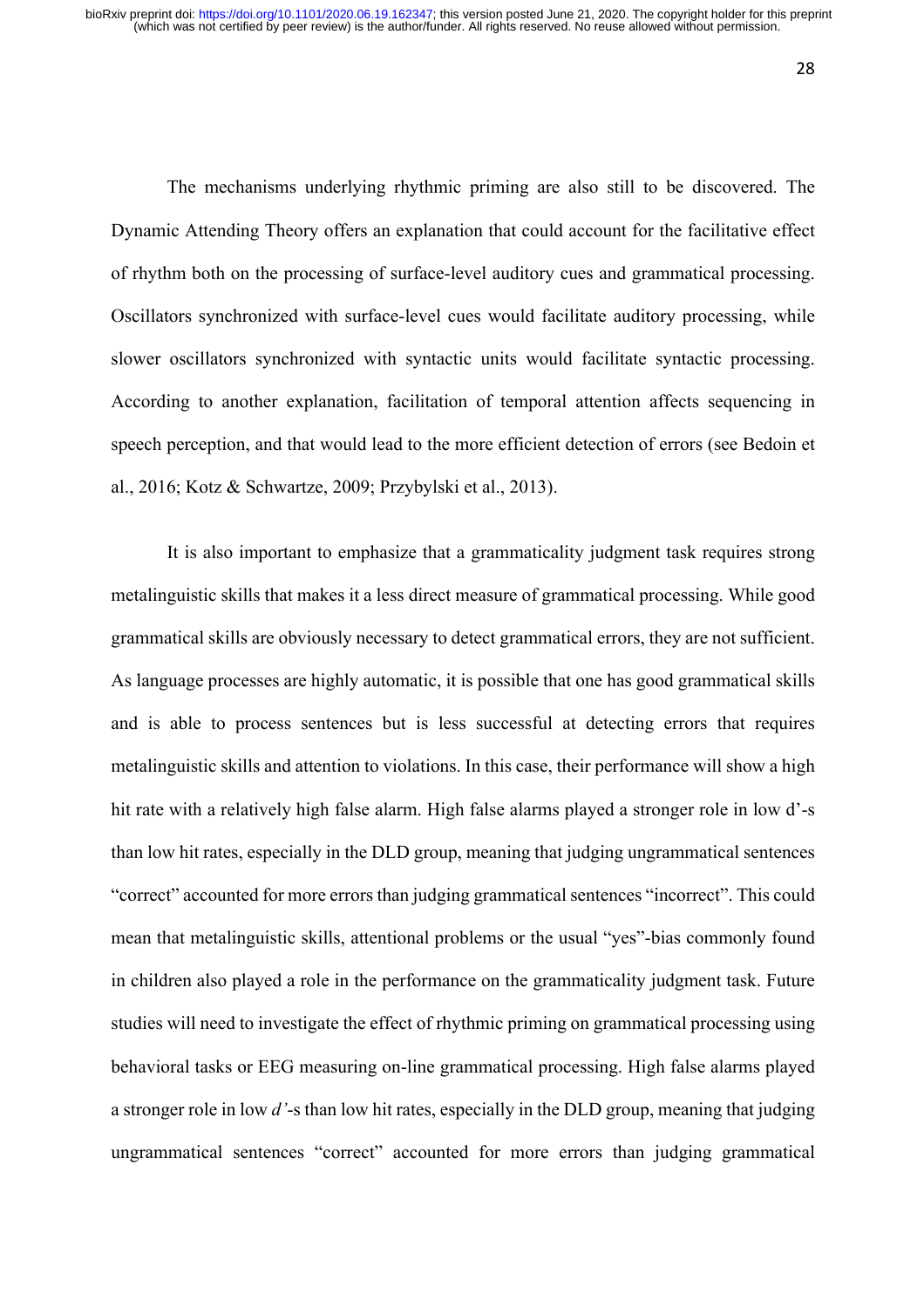The mechanisms underlying rhythmic priming are also still to be discovered. The Dynamic Attending Theory offers an explanation that could account for the facilitative effect of rhythm both on the processing of surface-level auditory cues and grammatical processing. Oscillators synchronized with surface-level cues would facilitate auditory processing, while slower oscillators synchronized with syntactic units would facilitate syntactic processing. According to another explanation, facilitation of temporal attention affects sequencing in speech perception, and that would lead to the more efficient detection of errors (see Bedoin et al., 2016; Kotz & Schwartze, 2009; Przybylski et al., 2013).

It is also important to emphasize that a grammaticality judgment task requires strong metalinguistic skills that makes it a less direct measure of grammatical processing. While good grammatical skills are obviously necessary to detect grammatical errors, they are not sufficient. As language processes are highly automatic, it is possible that one has good grammatical skills and is able to process sentences but is less successful at detecting errors that requires metalinguistic skills and attention to violations. In this case, their performance will show a high hit rate with a relatively high false alarm. High false alarms played a stronger role in low d'-s than low hit rates, especially in the DLD group, meaning that judging ungrammatical sentences "correct" accounted for more errors than judging grammatical sentences "incorrect". This could mean that metalinguistic skills, attentional problems or the usual "yes"-bias commonly found in children also played a role in the performance on the grammaticality judgment task. Future studies will need to investigate the effect of rhythmic priming on grammatical processing using behavioral tasks or EEG measuring on-line grammatical processing. High false alarms played a stronger role in low *d'*-s than low hit rates, especially in the DLD group, meaning that judging ungrammatical sentences "correct" accounted for more errors than judging grammatical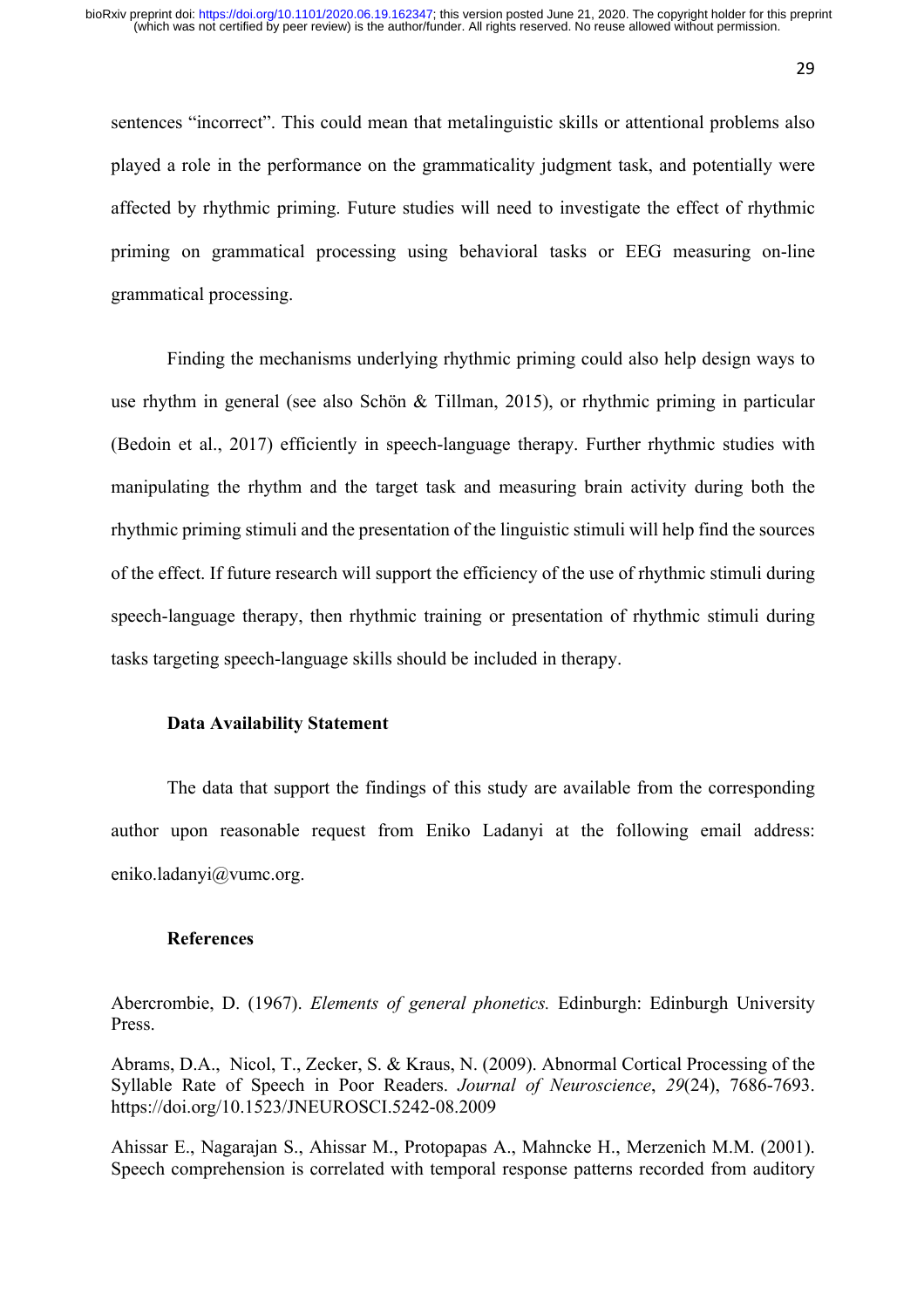sentences "incorrect". This could mean that metalinguistic skills or attentional problems also played a role in the performance on the grammaticality judgment task, and potentially were affected by rhythmic priming. Future studies will need to investigate the effect of rhythmic priming on grammatical processing using behavioral tasks or EEG measuring on-line grammatical processing.

Finding the mechanisms underlying rhythmic priming could also help design ways to use rhythm in general (see also Schön & Tillman, 2015), or rhythmic priming in particular (Bedoin et al., 2017) efficiently in speech-language therapy. Further rhythmic studies with manipulating the rhythm and the target task and measuring brain activity during both the rhythmic priming stimuli and the presentation of the linguistic stimuli will help find the sources of the effect. If future research will support the efficiency of the use of rhythmic stimuli during speech-language therapy, then rhythmic training or presentation of rhythmic stimuli during tasks targeting speech-language skills should be included in therapy.

## Data Availability Statement

The data that support the findings of this study are available from the corresponding author upon reasonable request from Eniko Ladanyi at the following email address: eniko.ladanyi@vumc.org.

## References

Abercrombie, D. (1967). *Elements of general phonetics.* Edinburgh: Edinburgh University Press.

Abrams, D.A., Nicol, T., Zecker, S. & Kraus, N. (2009). Abnormal Cortical Processing of the Syllable Rate of Speech in Poor Readers. *Journal of Neuroscience*, *29*(24), 7686-7693. https://doi.org/10.1523/JNEUROSCI.5242-08.2009

Ahissar E., Nagarajan S., Ahissar M., Protopapas A., Mahncke H., Merzenich M.M. (2001). Speech comprehension is correlated with temporal response patterns recorded from auditory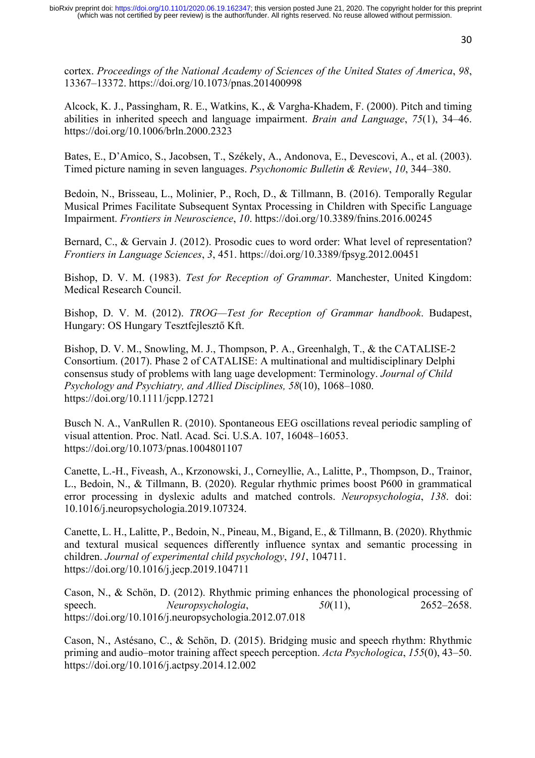cortex. *Proceedings of the National Academy of Sciences of the United States of America*, *98*, 13367–13372. https://doi.org/10.1073/pnas.201400998

Alcock, K. J., Passingham, R. E., Watkins, K., & Vargha-Khadem, F. (2000). Pitch and timing abilities in inherited speech and language impairment. *Brain and Language*, *75*(1), 34–46. https://doi.org/10.1006/brln.2000.2323

Bates, E., D'Amico, S., Jacobsen, T., Székely, A., Andonova, E., Devescovi, A., et al. (2003). Timed picture naming in seven languages. *Psychonomic Bulletin & Review*, *10*, 344–380.

Bedoin, N., Brisseau, L., Molinier, P., Roch, D., & Tillmann, B. (2016). Temporally Regular Musical Primes Facilitate Subsequent Syntax Processing in Children with Specific Language Impairment. *Frontiers in Neuroscience*, *10*. https://doi.org/10.3389/fnins.2016.00245

Bernard, C., & Gervain J. (2012). Prosodic cues to word order: What level of representation? *Frontiers in Language Sciences*, *3*, 451. https://doi.org/10.3389/fpsyg.2012.00451

Bishop, D. V. M. (1983). *Test for Reception of Grammar*. Manchester, United Kingdom: Medical Research Council.

Bishop, D. V. M. (2012). *TROG—Test for Reception of Grammar handbook*. Budapest, Hungary: OS Hungary Tesztfejlesztő Kft.

Bishop, D. V. M., Snowling, M. J., Thompson, P. A., Greenhalgh, T., & the CATALISE-2 Consortium. (2017). Phase 2 of CATALISE: A multinational and multidisciplinary Delphi consensus study of problems with lang uage development: Terminology. *Journal of Child Psychology and Psychiatry, and Allied Disciplines, 58*(10), 1068–1080. https://doi.org/10.1111/jcpp.12721

Busch N. A., VanRullen R. (2010). Spontaneous EEG oscillations reveal periodic sampling of visual attention. Proc. Natl. Acad. Sci. U.S.A. 107, 16048–16053. https://doi.org/10.1073/pnas.1004801107

Canette, L.-H., Fiveash, A., Krzonowski, J., Corneyllie, A., Lalitte, P., Thompson, D., Trainor, L., Bedoin, N., & Tillmann, B. (2020). Regular rhythmic primes boost P600 in grammatical error processing in dyslexic adults and matched controls. *Neuropsychologia*, *138*. doi: 10.1016/j.neuropsychologia.2019.107324.

Canette, L. H., Lalitte, P., Bedoin, N., Pineau, M., Bigand, E., & Tillmann, B. (2020). Rhythmic and textural musical sequences differently influence syntax and semantic processing in children. *Journal of experimental child psychology*, *191*, 104711. https://doi.org/10.1016/j.jecp.2019.104711

Cason, N., & Schön, D. (2012). Rhythmic priming enhances the phonological processing of speech. *Neuropsychologia*, *50*(11), 2652–2658. https://doi.org/10.1016/j.neuropsychologia.2012.07.018

Cason, N., Astésano, C., & Schön, D. (2015). Bridging music and speech rhythm: Rhythmic priming and audio–motor training affect speech perception. *Acta Psychologica*, *155*(0), 43–50. https://doi.org/10.1016/j.actpsy.2014.12.002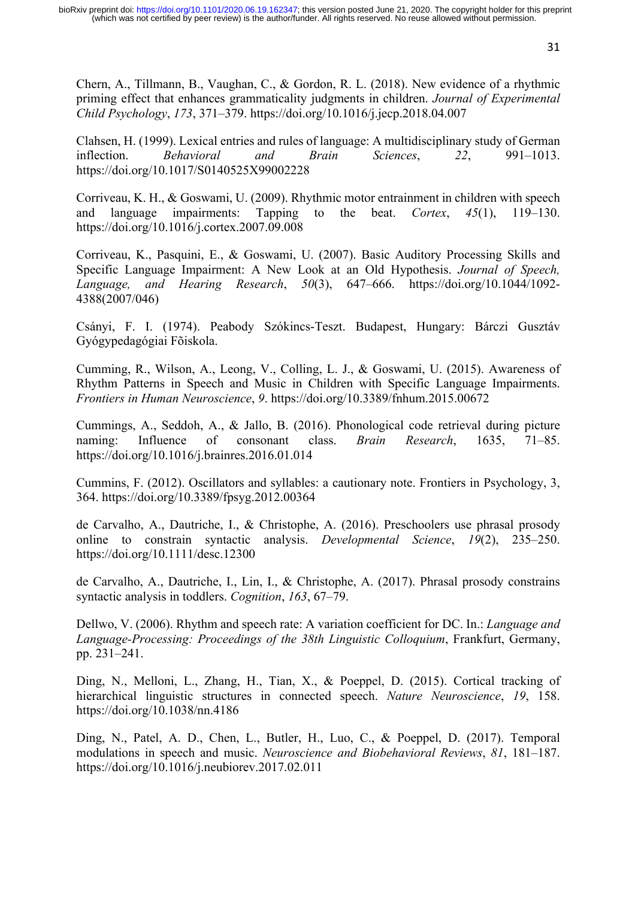Chern, A., Tillmann, B., Vaughan, C., & Gordon, R. L. (2018). New evidence of a rhythmic priming effect that enhances grammaticality judgments in children. *Journal of Experimental Child Psychology*, *173*, 371–379. https://doi.org/10.1016/j.jecp.2018.04.007

Clahsen, H. (1999). Lexical entries and rules of language: A multidisciplinary study of German inflection. *Behavioral and Brain Sciences*, *22*, 991–1013. https://doi.org/10.1017/S0140525X99002228

Corriveau, K. H., & Goswami, U. (2009). Rhythmic motor entrainment in children with speech and language impairments: Tapping to the beat. *Cortex*, *45*(1), 119–130. https://doi.org/10.1016/j.cortex.2007.09.008

Corriveau, K., Pasquini, E., & Goswami, U. (2007). Basic Auditory Processing Skills and Specific Language Impairment: A New Look at an Old Hypothesis. *Journal of Speech, Language, and Hearing Research*, *50*(3), 647–666. https://doi.org/10.1044/1092-4388(2007/046)

Csányi, F. I. (1974). Peabody Szókincs-Teszt. Budapest, Hungary: Bárczi Gusztáv Gyógypedagógiai Fõiskola.

Cumming, R., Wilson, A., Leong, V., Colling, L. J., & Goswami, U. (2015). Awareness of Rhythm Patterns in Speech and Music in Children with Specific Language Impairments. *Frontiers in Human Neuroscience*, *9*. https://doi.org/10.3389/fnhum.2015.00672

Cummings, A., Seddoh, A., & Jallo, B. (2016). Phonological code retrieval during picture naming: Influence of consonant class. *Brain Research*, 1635, 71–85. https://doi.org/10.1016/j.brainres.2016.01.014

Cummins, F. (2012). Oscillators and syllables: a cautionary note. Frontiers in Psychology, 3, 364. https://doi.org/10.3389/fpsyg.2012.00364

de Carvalho, A., Dautriche, I., & Christophe, A. (2016). Preschoolers use phrasal prosody online to constrain syntactic analysis. *Developmental Science*, *19*(2), 235–250. https://doi.org/10.1111/desc.12300

de Carvalho, A., Dautriche, I., Lin, I., & Christophe, A. (2017). Phrasal prosody constrains syntactic analysis in toddlers. *Cognition*, *163*, 67–79.

Dellwo, V. (2006). Rhythm and speech rate: A variation coefficient for DC. In.: *Language and Language-Processing: Proceedings of the 38th Linguistic Colloquium*, Frankfurt, Germany, pp. 231–241.

Ding, N., Melloni, L., Zhang, H., Tian, X., & Poeppel, D. (2015). Cortical tracking of hierarchical linguistic structures in connected speech. *Nature Neuroscience*, *19*, 158. https://doi.org/10.1038/nn.4186

Ding, N., Patel, A. D., Chen, L., Butler, H., Luo, C., & Poeppel, D. (2017). Temporal modulations in speech and music. *Neuroscience and Biobehavioral Reviews*, *81*, 181–187. https://doi.org/10.1016/j.neubiorev.2017.02.011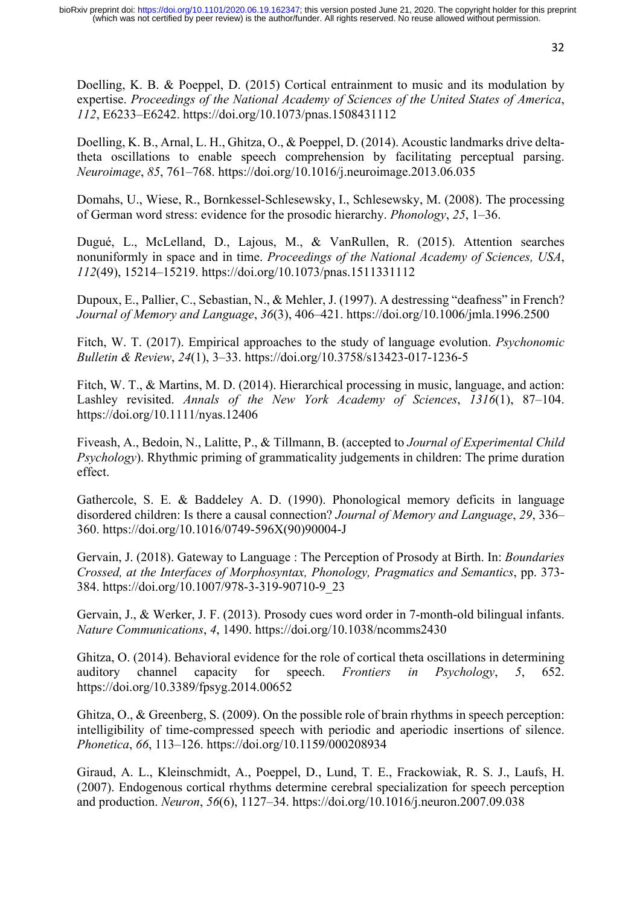Doelling, K. B. & Poeppel, D. (2015) Cortical entrainment to music and its modulation by expertise. *Proceedings of the National Academy of Sciences of the United States of America*, *112*, E6233–E6242. https://doi.org/10.1073/pnas.1508431112

Doelling, K. B., Arnal, L. H., Ghitza, O., & Poeppel, D. (2014). Acoustic landmarks drive delta-theta oscillations to enable speech comprehension by facilitating perceptual parsing. *Neuroimage*, *85*, 761–768. https://doi.org/10.1016/j.neuroimage.2013.06.035

Domahs, U., Wiese, R., Bornkessel-Schlesewsky, I., Schlesewsky, M. (2008). The processing of German word stress: evidence for the prosodic hierarchy. *Phonology*, *25*, 1–36.

Dugué, L., McLelland, D., Lajous, M., & VanRullen, R. (2015). Attention searches nonuniformly in space and in time. *Proceedings of the National Academy of Sciences, USA*, *112*(49), 15214–15219. https://doi.org/10.1073/pnas.1511331112

Dupoux, E., Pallier, C., Sebastian, N., & Mehler, J. (1997). A destressing "deafness" in French? *Journal of Memory and Language*, *36*(3), 406–421. https://doi.org/10.1006/jmla.1996.2500

Fitch, W. T. (2017). Empirical approaches to the study of language evolution. *Psychonomic Bulletin & Review*, *24*(1), 3–33. https://doi.org/10.3758/s13423-017-1236-5

Fitch, W. T., & Martins, M. D. (2014). Hierarchical processing in music, language, and action: Lashley revisited. *Annals of the New York Academy of Sciences*, *1316*(1), 87–104. https://doi.org/10.1111/nyas.12406

Fiveash, A., Bedoin, N., Lalitte, P., & Tillmann, B. (accepted to *Journal of Experimental Child Psychology*). Rhythmic priming of grammaticality judgements in children: The prime duration effect.

Gathercole, S. E. & Baddeley A. D. (1990). Phonological memory deficits in language disordered children: Is there a causal connection? *Journal of Memory and Language*, *29*, 336–360. https://doi.org/10.1016/0749-596X(90)90004-J

Gervain, J. (2018). Gateway to Language : The Perception of Prosody at Birth. In: *Boundaries Crossed, at the Interfaces of Morphosyntax, Phonology, Pragmatics and Semantics*, pp. 373-384. https://doi.org/10.1007/978-3-319-90710-9_23

Gervain, J., & Werker, J. F. (2013). Prosody cues word order in 7-month-old bilingual infants. *Nature Communications*, *4*, 1490. https://doi.org/10.1038/ncomms2430

Ghitza, O. (2014). Behavioral evidence for the role of cortical theta oscillations in determining auditory channel capacity for speech. *Frontiers in Psychology*, *5*, 652. https://doi.org/10.3389/fpsyg.2014.00652

Ghitza, O., & Greenberg, S. (2009). On the possible role of brain rhythms in speech perception: intelligibility of time-compressed speech with periodic and aperiodic insertions of silence. *Phonetica*, *66*, 113–126. https://doi.org/10.1159/000208934

Giraud, A. L., Kleinschmidt, A., Poeppel, D., Lund, T. E., Frackowiak, R. S. J., Laufs, H. (2007). Endogenous cortical rhythms determine cerebral specialization for speech perception and production. *Neuron*, *56*(6), 1127–34. https://doi.org/10.1016/j.neuron.2007.09.038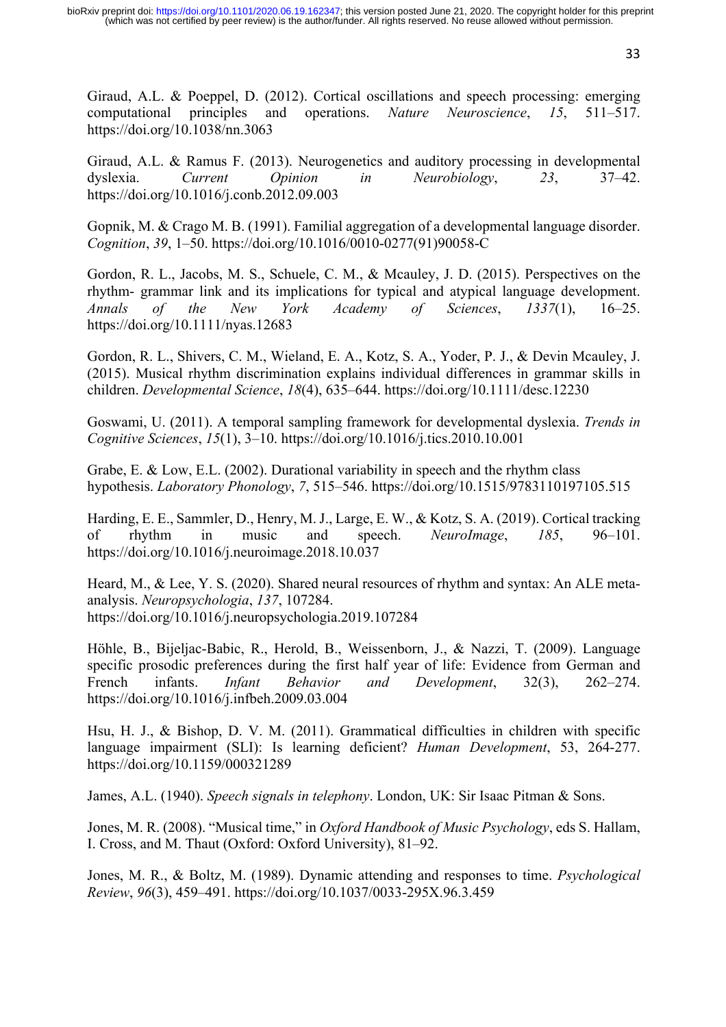Giraud, A.L. & Poeppel, D. (2012). Cortical oscillations and speech processing: emerging computational principles and operations. *Nature Neuroscience*, *15*, 511–517. https://doi.org/10.1038/nn.3063

Giraud, A.L. & Ramus F. (2013). Neurogenetics and auditory processing in developmental dyslexia. *Current Opinion in Neurobiology*, *23*, 37–42. https://doi.org/10.1016/j.conb.2012.09.003

Gopnik, M. & Crago M. B. (1991). Familial aggregation of a developmental language disorder. *Cognition*, *39*, 1–50. https://doi.org/10.1016/0010-0277(91)90058-C

Gordon, R. L., Jacobs, M. S., Schuele, C. M., & Mcauley, J. D. (2015). Perspectives on the rhythm- grammar link and its implications for typical and atypical language development. *Annals of the New York Academy of Sciences*, *1337*(1), 16–25. https://doi.org/10.1111/nyas.12683

Gordon, R. L., Shivers, C. M., Wieland, E. A., Kotz, S. A., Yoder, P. J., & Devin Mcauley, J. (2015). Musical rhythm discrimination explains individual differences in grammar skills in children. *Developmental Science*, *18*(4), 635–644. https://doi.org/10.1111/desc.12230

Goswami, U. (2011). A temporal sampling framework for developmental dyslexia. *Trends in Cognitive Sciences*, *15*(1), 3–10. https://doi.org/10.1016/j.tics.2010.10.001

Grabe, E. & Low, E.L. (2002). Durational variability in speech and the rhythm class hypothesis. *Laboratory Phonology*, *7*, 515–546. https://doi.org/10.1515/9783110197105.515

Harding, E. E., Sammler, D., Henry, M. J., Large, E. W., & Kotz, S. A. (2019). Cortical tracking of rhythm in music and speech. *NeuroImage*, *185*, 96–101. https://doi.org/10.1016/j.neuroimage.2018.10.037

Heard, M., & Lee, Y. S. (2020). Shared neural resources of rhythm and syntax: An ALE meta-analysis. *Neuropsychologia*, *137*, 107284. https://doi.org/10.1016/j.neuropsychologia.2019.107284

Höhle, B., Bijeljac-Babic, R., Herold, B., Weissenborn, J., & Nazzi, T. (2009). Language specific prosodic preferences during the first half year of life: Evidence from German and French infants. *Infant Behavior and Development*, 32(3), 262–274. https://doi.org/10.1016/j.infbeh.2009.03.004

Hsu, H. J., & Bishop, D. V. M. (2011). Grammatical difficulties in children with specific language impairment (SLI): Is learning deficient? *Human Development*, 53, 264-277. https://doi.org/10.1159/000321289

James, A.L. (1940). *Speech signals in telephony*. London, UK: Sir Isaac Pitman & Sons.

Jones, M. R. (2008). "Musical time," in *Oxford Handbook of Music Psychology*, eds S. Hallam, I. Cross, and M. Thaut (Oxford: Oxford University), 81–92.

Jones, M. R., & Boltz, M. (1989). Dynamic attending and responses to time. *Psychological Review*, *96*(3), 459–491. https://doi.org/10.1037/0033-295X.96.3.459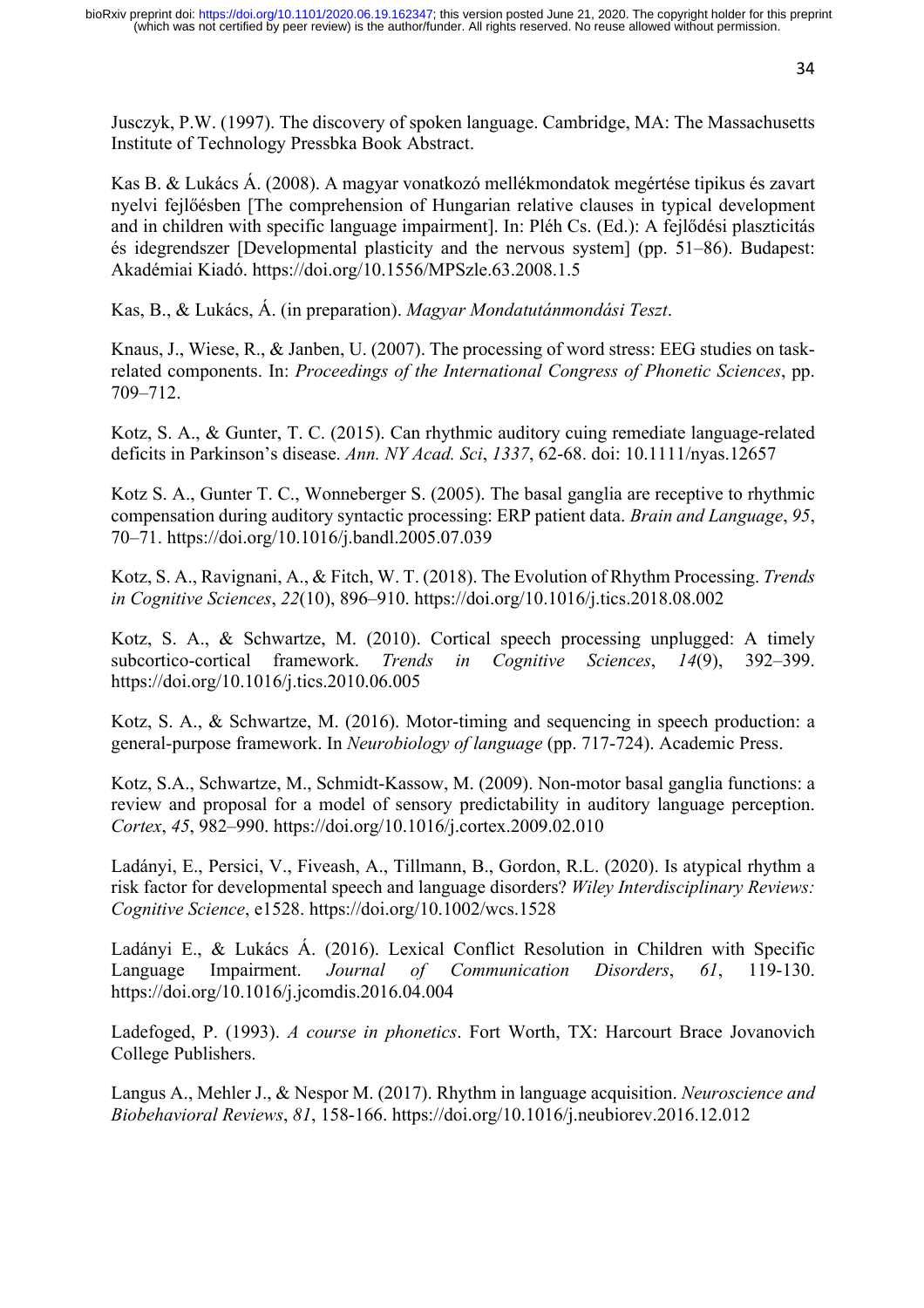Jusczyk, P.W. (1997). The discovery of spoken language. Cambridge, MA: The Massachusetts Institute of Technology Pressbka Book Abstract.

Kas B. & Lukács Á. (2008). A magyar vonatkozó mellékmondatok megértése tipikus és zavart nyelvi fejlőésben [The comprehension of Hungarian relative clauses in typical development and in children with specific language impairment]. In: Pléh Cs. (Ed.): A fejlődési plaszticitás és idegrendszer [Developmental plasticity and the nervous system] (pp. 51–86). Budapest: Akadémiai Kiadó. https://doi.org/10.1556/MPSzle.63.2008.1.5

Kas, B., & Lukács, Á. (in preparation). *Magyar Mondatutánmondási Teszt*.

Knaus, J., Wiese, R., & Janben, U. (2007). The processing of word stress: EEG studies on task-related components. In: *Proceedings of the International Congress of Phonetic Sciences*, pp. 709–712.

Kotz, S. A., & Gunter, T. C. (2015). Can rhythmic auditory cuing remediate language-related deficits in Parkinson's disease. *Ann. NY Acad. Sci*, *1337*, 62-68. doi: 10.1111/nyas.12657

Kotz S. A., Gunter T. C., Wonneberger S. (2005). The basal ganglia are receptive to rhythmic compensation during auditory syntactic processing: ERP patient data. *Brain and Language*, *95*, 70–71. https://doi.org/10.1016/j.bandl.2005.07.039

Kotz, S. A., Ravignani, A., & Fitch, W. T. (2018). The Evolution of Rhythm Processing. *Trends in Cognitive Sciences*, *22*(10), 896–910. https://doi.org/10.1016/j.tics.2018.08.002

Kotz, S. A., & Schwartze, M. (2010). Cortical speech processing unplugged: A timely subcortico-cortical framework. *Trends in Cognitive Sciences*, *14*(9), 392–399. https://doi.org/10.1016/j.tics.2010.06.005

Kotz, S. A., & Schwartze, M. (2016). Motor-timing and sequencing in speech production: a general-purpose framework. In *Neurobiology of language* (pp. 717-724). Academic Press.

Kotz, S.A., Schwartze, M., Schmidt-Kassow, M. (2009). Non-motor basal ganglia functions: a review and proposal for a model of sensory predictability in auditory language perception. *Cortex*, *45*, 982–990. https://doi.org/10.1016/j.cortex.2009.02.010

Ladányi, E., Persici, V., Fiveash, A., Tillmann, B., Gordon, R.L. (2020). Is atypical rhythm a risk factor for developmental speech and language disorders? *Wiley Interdisciplinary Reviews: Cognitive Science*, e1528. https://doi.org/10.1002/wcs.1528

Ladányi E., & Lukács Á. (2016). Lexical Conflict Resolution in Children with Specific Language Impairment. *Journal of Communication Disorders*, *61*, 119-130. https://doi.org/10.1016/j.jcomdis.2016.04.004

Ladefoged, P. (1993). *A course in phonetics*. Fort Worth, TX: Harcourt Brace Jovanovich College Publishers.

Langus A., Mehler J., & Nespor M. (2017). Rhythm in language acquisition. *Neuroscience and Biobehavioral Reviews*, *81*, 158-166. https://doi.org/10.1016/j.neubiorev.2016.12.012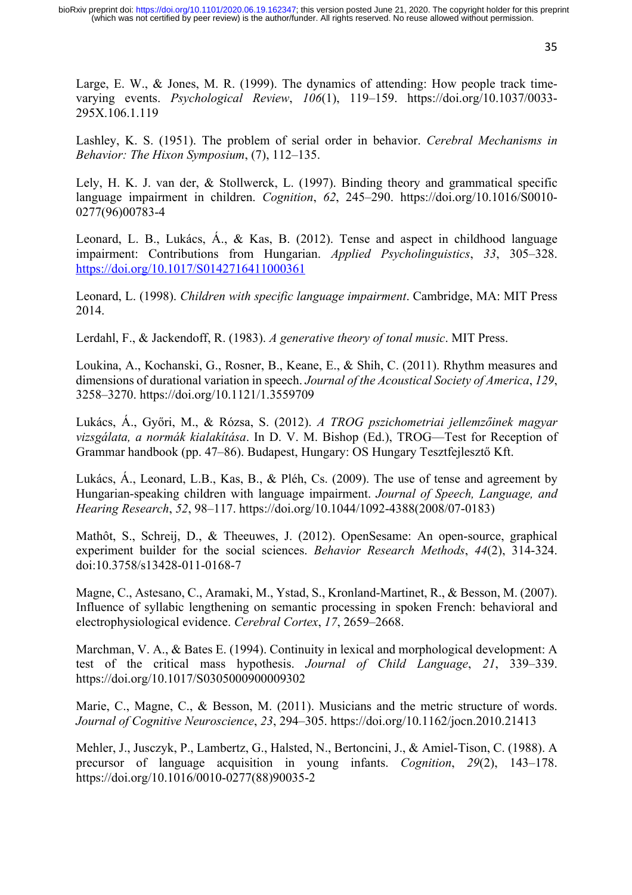Large, E. W., & Jones, M. R. (1999). The dynamics of attending: How people track time-varying events. *Psychological Review*, *106*(1), 119–159. https://doi.org/10.1037/0033-295X.106.1.119

Lashley, K. S. (1951). The problem of serial order in behavior. *Cerebral Mechanisms in Behavior: The Hixon Symposium*, (7), 112–135.

Lely, H. K. J. van der, & Stollwerck, L. (1997). Binding theory and grammatical specific language impairment in children. *Cognition*, *62*, 245–290. https://doi.org/10.1016/S0010-0277(96)00783-4

Leonard, L. B., Lukács, Á., & Kas, B. (2012). Tense and aspect in childhood language impairment: Contributions from Hungarian. *Applied Psycholinguistics*, *33*, 305–328. https://doi.org/10.1017/S0142716411000361

Leonard, L. (1998). *Children with specific language impairment*. Cambridge, MA: MIT Press 2014.

Lerdahl, F., & Jackendoff, R. (1983). *A generative theory of tonal music*. MIT Press.

Loukina, A., Kochanski, G., Rosner, B., Keane, E., & Shih, C. (2011). Rhythm measures and dimensions of durational variation in speech. *Journal of the Acoustical Society of America*, *129*, 3258–3270. https://doi.org/10.1121/1.3559709

Lukács, Á., Győri, M., & Rózsa, S. (2012). *A TROG pszichometriai jellemzőinek magyar vizsgálata, a normák kialakítása*. In D. V. M. Bishop (Ed.), TROG—Test for Reception of Grammar handbook (pp. 47–86). Budapest, Hungary: OS Hungary Tesztfejlesztő Kft.

Lukács, Á., Leonard, L.B., Kas, B., & Pléh, Cs. (2009). The use of tense and agreement by Hungarian-speaking children with language impairment. *Journal of Speech, Language, and Hearing Research*, *52*, 98–117. https://doi.org/10.1044/1092-4388(2008/07-0183)

Mathôt, S., Schreij, D., & Theeuwes, J. (2012). OpenSesame: An open-source, graphical experiment builder for the social sciences. *Behavior Research Methods*, *44*(2), 314-324. doi:10.3758/s13428-011-0168-7

Magne, C., Astesano, C., Aramaki, M., Ystad, S., Kronland-Martinet, R., & Besson, M. (2007). Influence of syllabic lengthening on semantic processing in spoken French: behavioral and electrophysiological evidence. *Cerebral Cortex*, *17*, 2659–2668.

Marchman, V. A., & Bates E. (1994). Continuity in lexical and morphological development: A test of the critical mass hypothesis. *Journal of Child Language*, *21*, 339–339. https://doi.org/10.1017/S0305000900009302

Marie, C., Magne, C., & Besson, M. (2011). Musicians and the metric structure of words. *Journal of Cognitive Neuroscience*, *23*, 294–305. https://doi.org/10.1162/jocn.2010.21413

Mehler, J., Jusczyk, P., Lambertz, G., Halsted, N., Bertoncini, J., & Amiel-Tison, C. (1988). A precursor of language acquisition in young infants. *Cognition*, *29*(2), 143–178. https://doi.org/10.1016/0010-0277(88)90035-2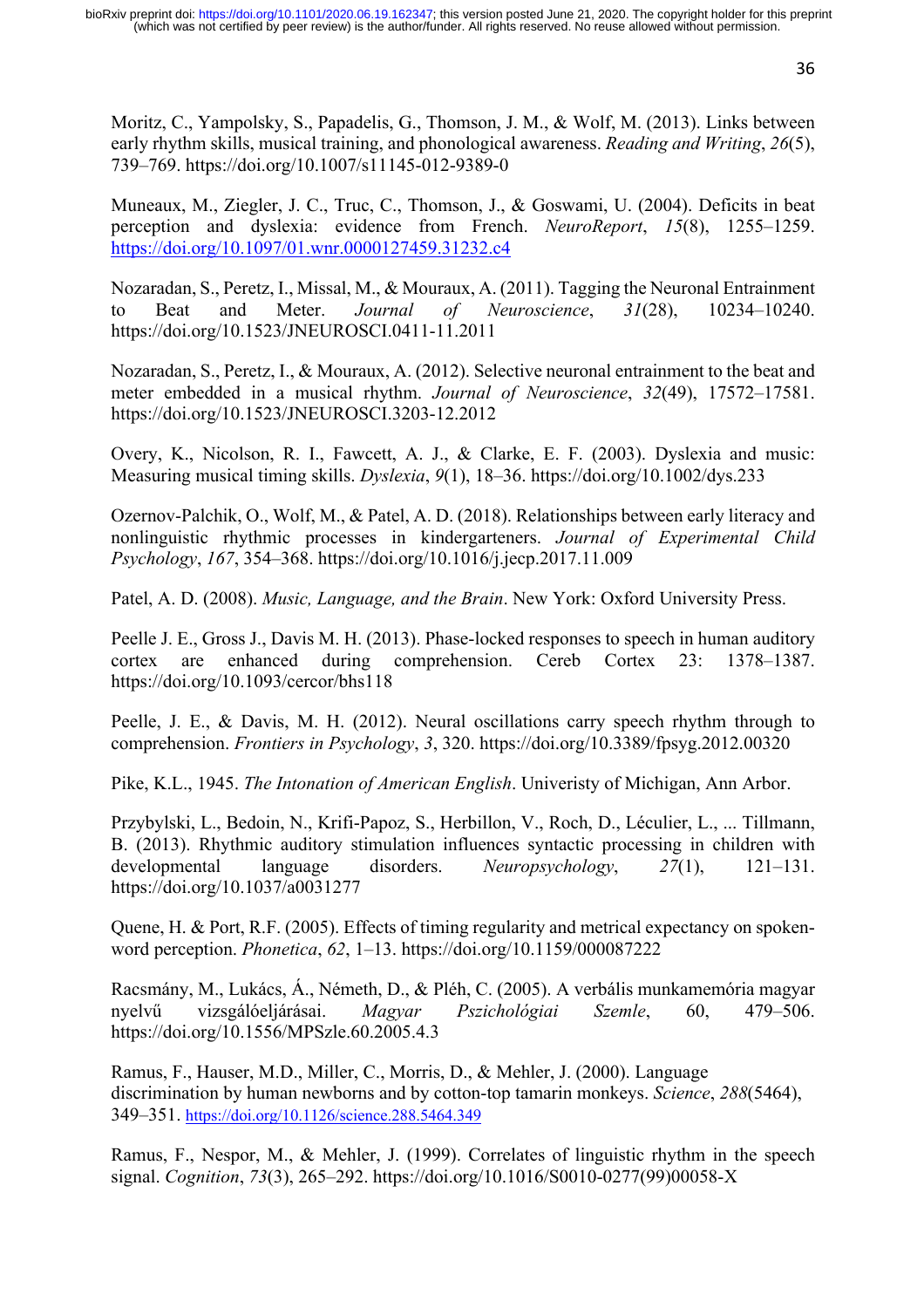Moritz, C., Yampolsky, S., Papadelis, G., Thomson, J. M., & Wolf, M. (2013). Links between early rhythm skills, musical training, and phonological awareness. *Reading and Writing*, *26*(5), 739–769. https://doi.org/10.1007/s11145-012-9389-0

Muneaux, M., Ziegler, J. C., Truc, C., Thomson, J., & Goswami, U. (2004). Deficits in beat perception and dyslexia: evidence from French. *NeuroReport*, *15*(8), 1255–1259. https://doi.org/10.1097/01.wnr.0000127459.31232.c4

Nozaradan, S., Peretz, I., Missal, M., & Mouraux, A. (2011). Tagging the Neuronal Entrainment to Beat and Meter. *Journal of Neuroscience*, *31*(28), 10234–10240. https://doi.org/10.1523/JNEUROSCI.0411-11.2011

Nozaradan, S., Peretz, I., & Mouraux, A. (2012). Selective neuronal entrainment to the beat and meter embedded in a musical rhythm. *Journal of Neuroscience*, *32*(49), 17572–17581. https://doi.org/10.1523/JNEUROSCI.3203-12.2012

Overy, K., Nicolson, R. I., Fawcett, A. J., & Clarke, E. F. (2003). Dyslexia and music: Measuring musical timing skills. *Dyslexia*, *9*(1), 18–36. https://doi.org/10.1002/dys.233

Ozernov-Palchik, O., Wolf, M., & Patel, A. D. (2018). Relationships between early literacy and nonlinguistic rhythmic processes in kindergarteners. *Journal of Experimental Child Psychology*, *167*, 354–368. https://doi.org/10.1016/j.jecp.2017.11.009

Patel, A. D. (2008). *Music, Language, and the Brain*. New York: Oxford University Press.

Peelle J. E., Gross J., Davis M. H. (2013). Phase-locked responses to speech in human auditory cortex are enhanced during comprehension. Cereb Cortex 23: 1378–1387. https://doi.org/10.1093/cercor/bhs118

Peelle, J. E., & Davis, M. H. (2012). Neural oscillations carry speech rhythm through to comprehension. *Frontiers in Psychology*, *3*, 320. https://doi.org/10.3389/fpsyg.2012.00320

Pike, K.L., 1945. *The Intonation of American English*. Univeristy of Michigan, Ann Arbor.

Przybylski, L., Bedoin, N., Krifi-Papoz, S., Herbillon, V., Roch, D., Léculier, L., ... Tillmann, B. (2013). Rhythmic auditory stimulation influences syntactic processing in children with developmental language disorders. *Neuropsychology*, *27*(1), 121–131. https://doi.org/10.1037/a0031277

Quene, H. & Port, R.F. (2005). Effects of timing regularity and metrical expectancy on spoken-word perception. *Phonetica*, *62*, 1–13. https://doi.org/10.1159/000087222

Racsmány, M., Lukács, Á., Németh, D., & Pléh, C. (2005). A verbális munkamemória magyar nyelvű vizsgálóeljárásai. *Magyar Pszichológiai Szemle*, 60, 479–506. https://doi.org/10.1556/MPSzle.60.2005.4.3

Ramus, F., Hauser, M.D., Miller, C., Morris, D., & Mehler, J. (2000). Language discrimination by human newborns and by cotton-top tamarin monkeys. *Science*, *288*(5464), 349–351. https://doi.org/10.1126/science.288.5464.349

Ramus, F., Nespor, M., & Mehler, J. (1999). Correlates of linguistic rhythm in the speech signal. *Cognition*, *73*(3), 265–292. https://doi.org/10.1016/S0010-0277(99)00058-X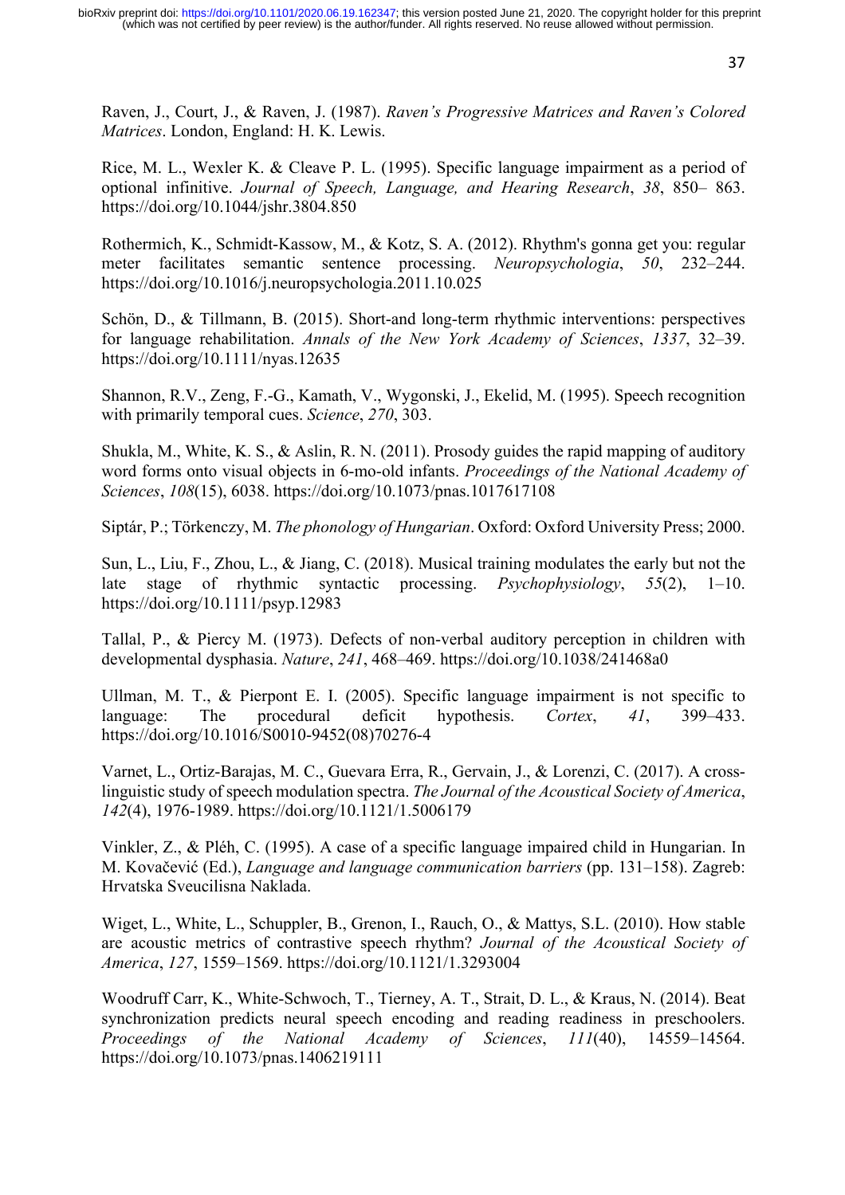Raven, J., Court, J., & Raven, J. (1987). *Raven's Progressive Matrices and Raven's Colored Matrices*. London, England: H. K. Lewis.

Rice, M. L., Wexler K. & Cleave P. L. (1995). Specific language impairment as a period of optional infinitive. *Journal of Speech, Language, and Hearing Research*, *38*, 850– 863. https://doi.org/10.1044/jshr.3804.850

Rothermich, K., Schmidt-Kassow, M., & Kotz, S. A. (2012). Rhythm's gonna get you: regular meter facilitates semantic sentence processing. *Neuropsychologia*, *50*, 232–244. https://doi.org/10.1016/j.neuropsychologia.2011.10.025

Schön, D., & Tillmann, B. (2015). Short-and long-term rhythmic interventions: perspectives for language rehabilitation. *Annals of the New York Academy of Sciences*, *1337*, 32–39. https://doi.org/10.1111/nyas.12635

Shannon, R.V., Zeng, F.-G., Kamath, V., Wygonski, J., Ekelid, M. (1995). Speech recognition with primarily temporal cues. *Science*, *270*, 303.

Shukla, M., White, K. S., & Aslin, R. N. (2011). Prosody guides the rapid mapping of auditory word forms onto visual objects in 6-mo-old infants. *Proceedings of the National Academy of Sciences*, *108*(15), 6038. https://doi.org/10.1073/pnas.1017617108

Siptár, P.; Törkenczy, M. *The phonology of Hungarian*. Oxford: Oxford University Press; 2000.

Sun, L., Liu, F., Zhou, L., & Jiang, C. (2018). Musical training modulates the early but not the late stage of rhythmic syntactic processing. *Psychophysiology*, *55*(2), 1–10. https://doi.org/10.1111/psyp.12983

Tallal, P., & Piercy M. (1973). Defects of non-verbal auditory perception in children with developmental dysphasia. *Nature*, *241*, 468–469. https://doi.org/10.1038/241468a0

Ullman, M. T., & Pierpont E. I. (2005). Specific language impairment is not specific to language: The procedural deficit hypothesis. *Cortex*, *41*, 399–433. https://doi.org/10.1016/S0010-9452(08)70276-4

Varnet, L., Ortiz-Barajas, M. C., Guevara Erra, R., Gervain, J., & Lorenzi, C. (2017). A cross-linguistic study of speech modulation spectra. *The Journal of the Acoustical Society of America*, *142*(4), 1976-1989. https://doi.org/10.1121/1.5006179

Vinkler, Z., & Pléh, C. (1995). A case of a specific language impaired child in Hungarian. In M. Kovačević (Ed.), *Language and language communication barriers* (pp. 131–158). Zagreb: Hrvatska Sveucilisna Naklada.

Wiget, L., White, L., Schuppler, B., Grenon, I., Rauch, O., & Mattys, S.L. (2010). How stable are acoustic metrics of contrastive speech rhythm? *Journal of the Acoustical Society of America*, *127*, 1559–1569. https://doi.org/10.1121/1.3293004

Woodruff Carr, K., White-Schwoch, T., Tierney, A. T., Strait, D. L., & Kraus, N. (2014). Beat synchronization predicts neural speech encoding and reading readiness in preschoolers. *Proceedings of the National Academy of Sciences*, *111*(40), 14559–14564. https://doi.org/10.1073/pnas.1406219111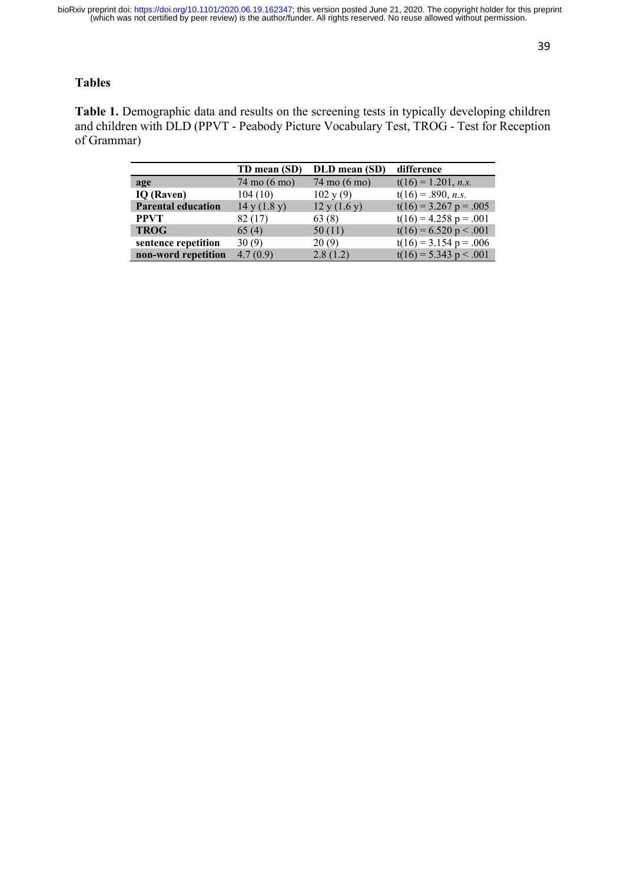## Tables

**Table 1.** Demographic data and results on the screening tests in typically developing children and children with DLD (PPVT - Peabody Picture Vocabulary Test, TROG - Test for Reception of Grammar)

| | TD mean (SD) | DLD mean (SD) | difference |
|---|---|---|---|
| **age** | 74 mo (6 mo) | 74 mo (6 mo) | $t(16) = 1.201$, *n.s.* |
| **IQ (Raven)** | 104 (10) | 102 y (9) | $t(16) = .890$, *n.s.* |
| **Parental education** | 14 y (1.8 y) | 12 y (1.6 y) | $t(16) = 3.267$ $p = .005$ |
| **PPVT** | 82 (17) | 63 (8) | $t(16) = 4.258$ $p = .001$ |
| **TROG** | 65 (4) | 50 (11) | $t(16) = 6.520$ $p < .001$ |
| **sentence repetition** | 30 (9) | 20 (9) | $t(16) = 3.154$ $p = .006$ |
| **non-word repetition** | 4.7 (0.9) | 2.8 (1.2) | $t(16) = 5.343$ $p < .001$ |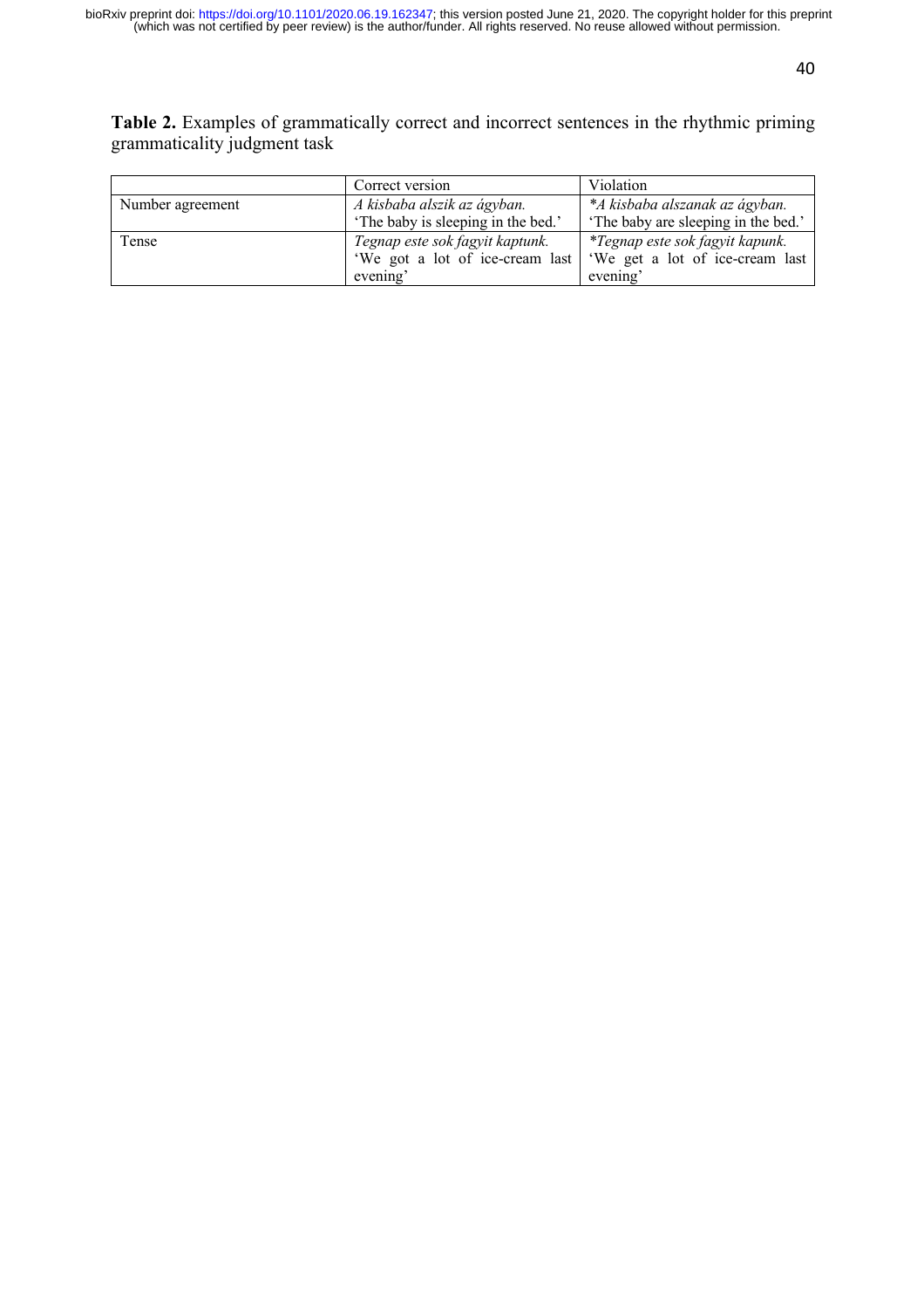**Table 2.** Examples of grammatically correct and incorrect sentences in the rhythmic priming grammaticality judgment task

| | Correct version | Violation |
|---|---|---|
| Number agreement | *A kisbaba alszik az ágyban.* 'The baby is sleeping in the bed.' | *\*A kisbaba alszanak az ágyban.* 'The baby are sleeping in the bed.' |
| Tense | *Tegnap este sok fagyit kaptunk.* 'We got a lot of ice-cream last evening' | *\*Tegnap este sok fagyit kapunk.* 'We get a lot of ice-cream last evening' |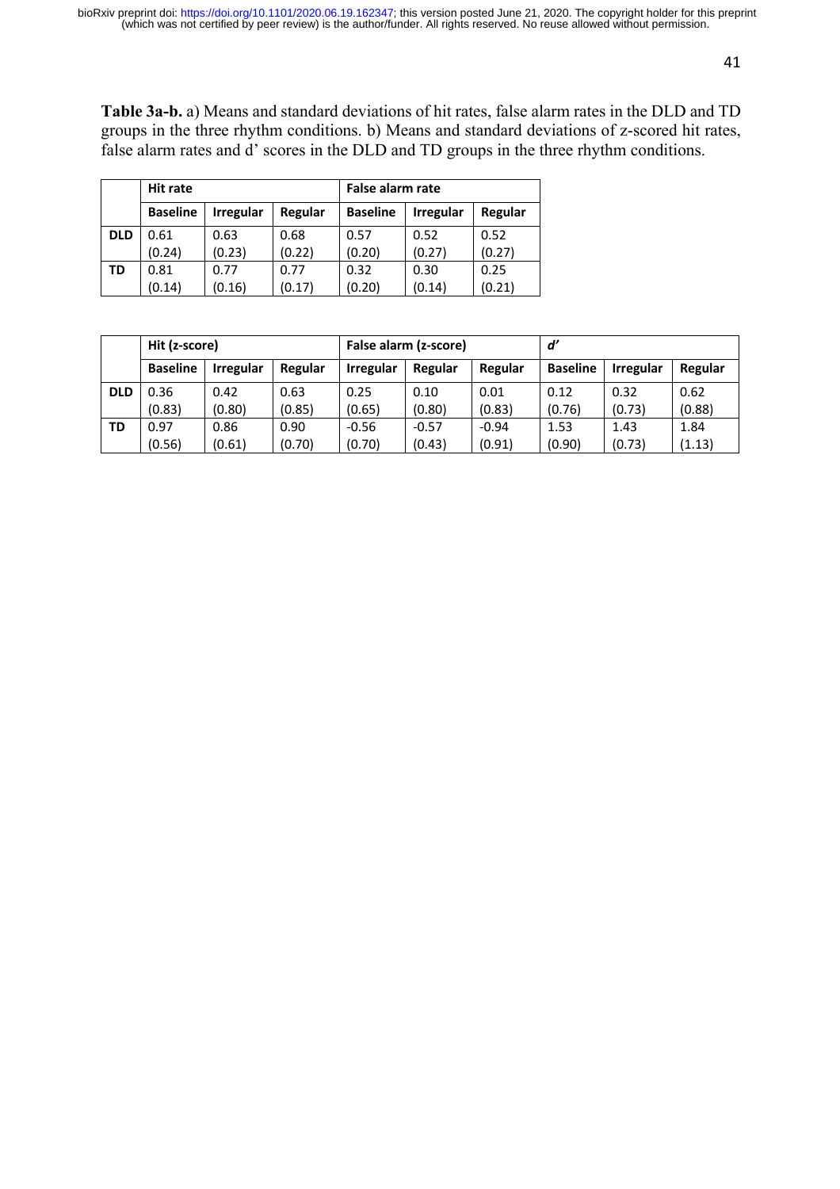**Table 3a-b.** a) Means and standard deviations of hit rates, false alarm rates in the DLD and TD groups in the three rhythm conditions. b) Means and standard deviations of z-scored hit rates, false alarm rates and d' scores in the DLD and TD groups in the three rhythm conditions.

| | **Hit rate** | | | **False alarm rate** | | |
|---|---|---|---|---|---|---|
| | **Baseline** | **Irregular** | **Regular** | **Baseline** | **Irregular** | **Regular** |
| **DLD** | 0.61 (0.24) | 0.63 (0.23) | 0.68 (0.22) | 0.57 (0.20) | 0.52 (0.27) | 0.52 (0.27) |
| **TD** | 0.81 (0.14) | 0.77 (0.16) | 0.77 (0.17) | 0.32 (0.20) | 0.30 (0.14) | 0.25 (0.21) |

| | **Hit (z-score)** | | | **False alarm (z-score)** | | | ***d'*** | | |
|---|---|---|---|---|---|---|---|---|---|
| | **Baseline** | **Irregular** | **Regular** | **Irregular** | **Regular** | **Regular** | **Baseline** | **Irregular** | **Regular** |
| **DLD** | 0.36 (0.83) | 0.42 (0.80) | 0.63 (0.85) | 0.25 (0.65) | 0.10 (0.80) | 0.01 (0.83) | 0.12 (0.76) | 0.32 (0.73) | 0.62 (0.88) |
| **TD** | 0.97 (0.56) | 0.86 (0.61) | 0.90 (0.70) | -0.56 (0.70) | -0.57 (0.43) | -0.94 (0.91) | 1.53 (0.90) | 1.43 (0.73) | 1.84 (1.13) |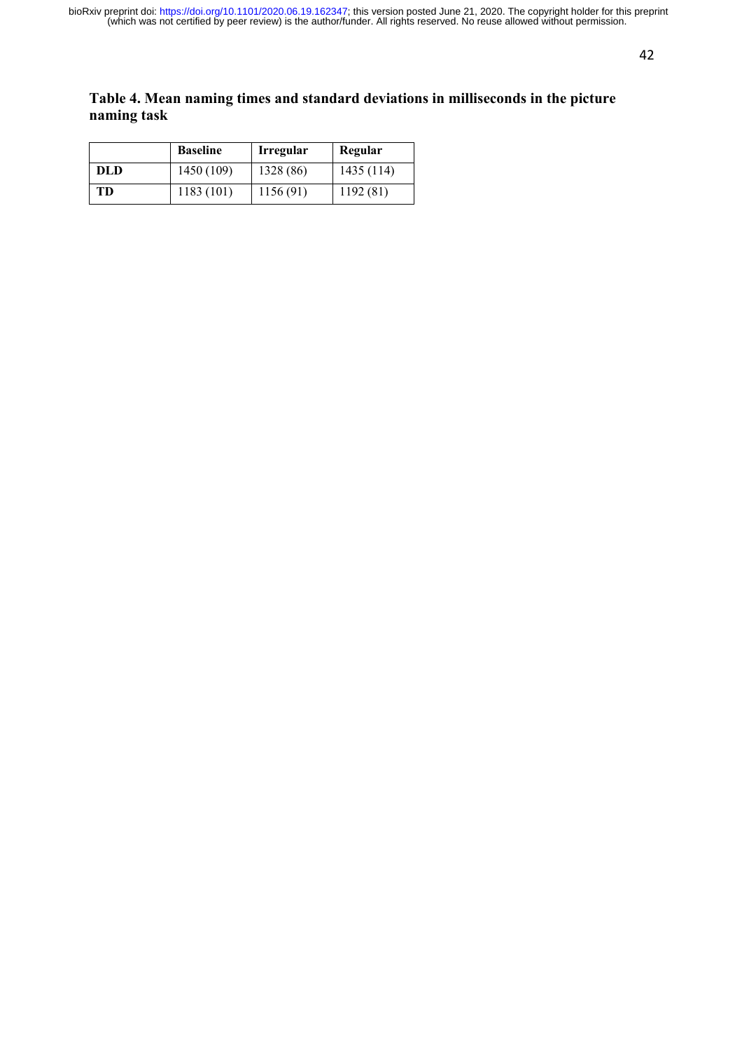**Table 4. Mean naming times and standard deviations in milliseconds in the picture naming task**

| | Baseline | Irregular | Regular |
|---|---|---|---|
| **DLD** | 1450 (109) | 1328 (86) | 1435 (114) |
| **TD** | 1183 (101) | 1156 (91) | 1192 (81) |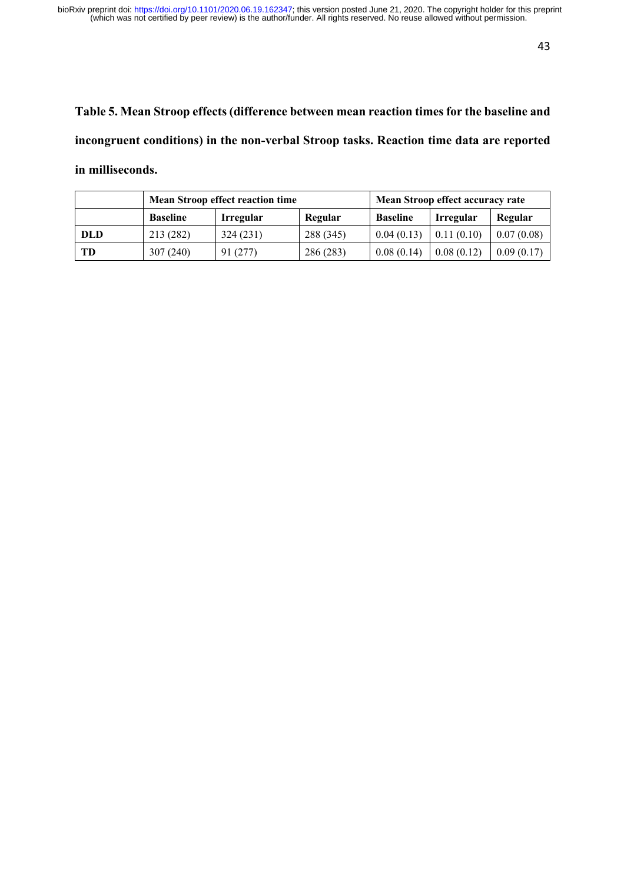**Table 5. Mean Stroop effects (difference between mean reaction times for the baseline and incongruent conditions) in the non-verbal Stroop tasks. Reaction time data are reported in milliseconds.**

| | **Mean Stroop effect reaction time** | | | **Mean Stroop effect accuracy rate** | | |
|---|---|---|---|---|---|---|
| | **Baseline** | **Irregular** | **Regular** | **Baseline** | **Irregular** | **Regular** |
| **DLD** | 213 (282) | 324 (231) | 288 (345) | 0.04 (0.13) | 0.11 (0.10) | 0.07 (0.08) |
| **TD** | 307 (240) | 91 (277) | 286 (283) | 0.08 (0.14) | 0.08 (0.12) | 0.09 (0.17) |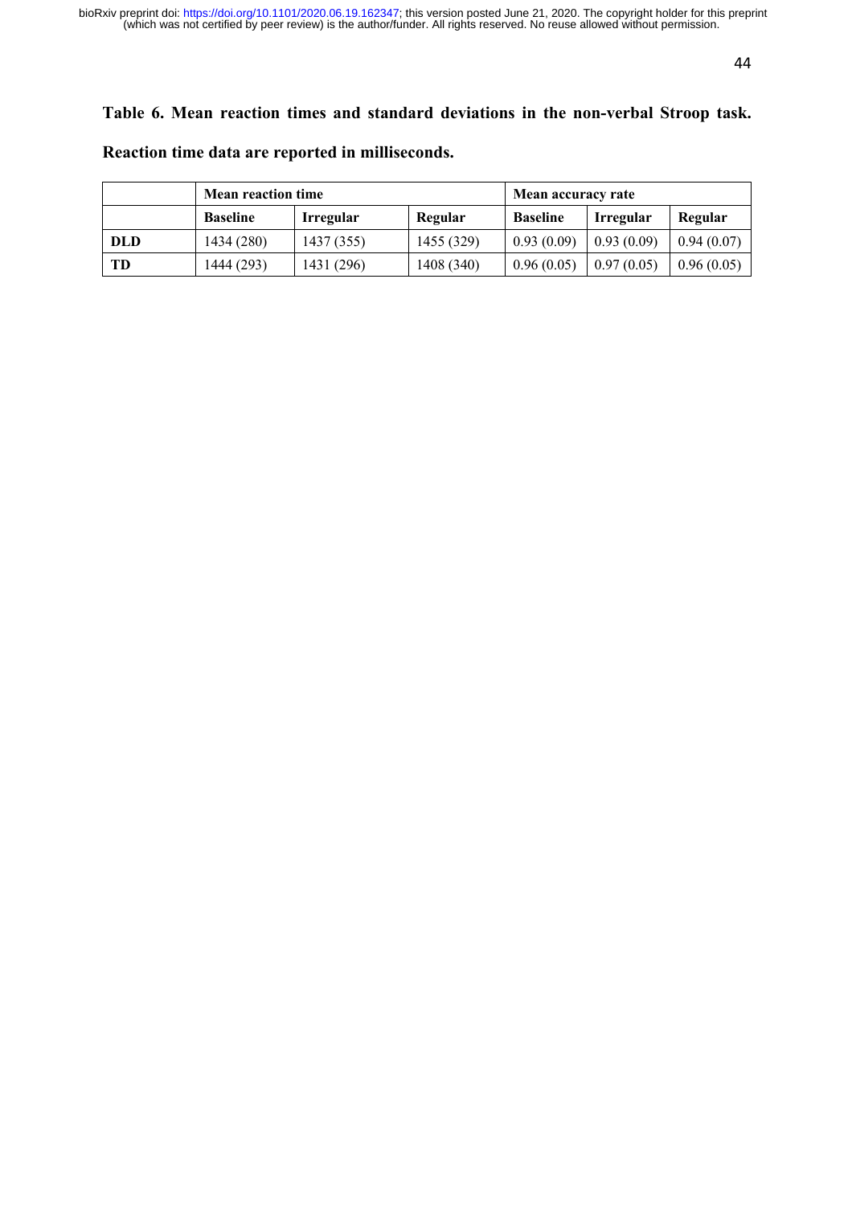**Table 6. Mean reaction times and standard deviations in the non-verbal Stroop task. Reaction time data are reported in milliseconds.**

| | Mean reaction time | | | Mean accuracy rate | | |
|---|---|---|---|---|---|---|
| | **Baseline** | **Irregular** | **Regular** | **Baseline** | **Irregular** | **Regular** |
| **DLD** | 1434 (280) | 1437 (355) | 1455 (329) | 0.93 (0.09) | 0.93 (0.09) | 0.94 (0.07) |
| **TD** | 1444 (293) | 1431 (296) | 1408 (340) | 0.96 (0.05) | 0.97 (0.05) | 0.96 (0.05) |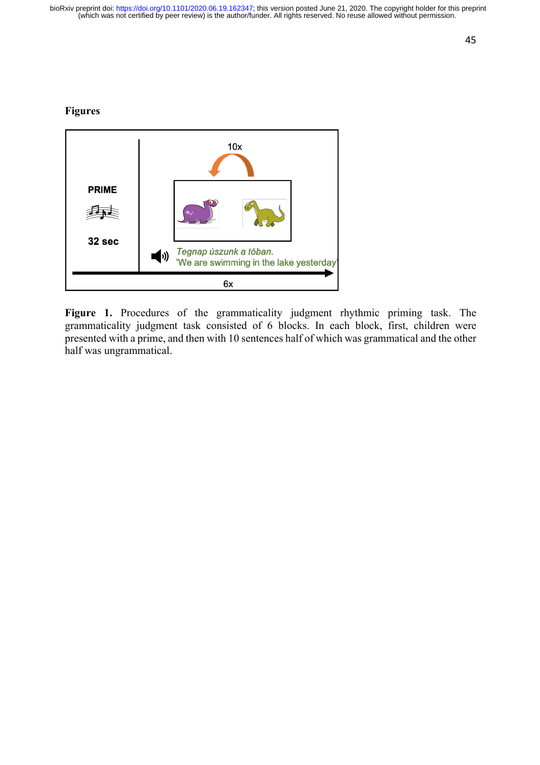**Figures**

**Figure 1.** Procedures of the grammaticality judgment rhythmic priming task. The grammaticality judgment task consisted of 6 blocks. In each block, first, children were presented with a prime, and then with 10 sentences half of which was grammatical and the other half was ungrammatical.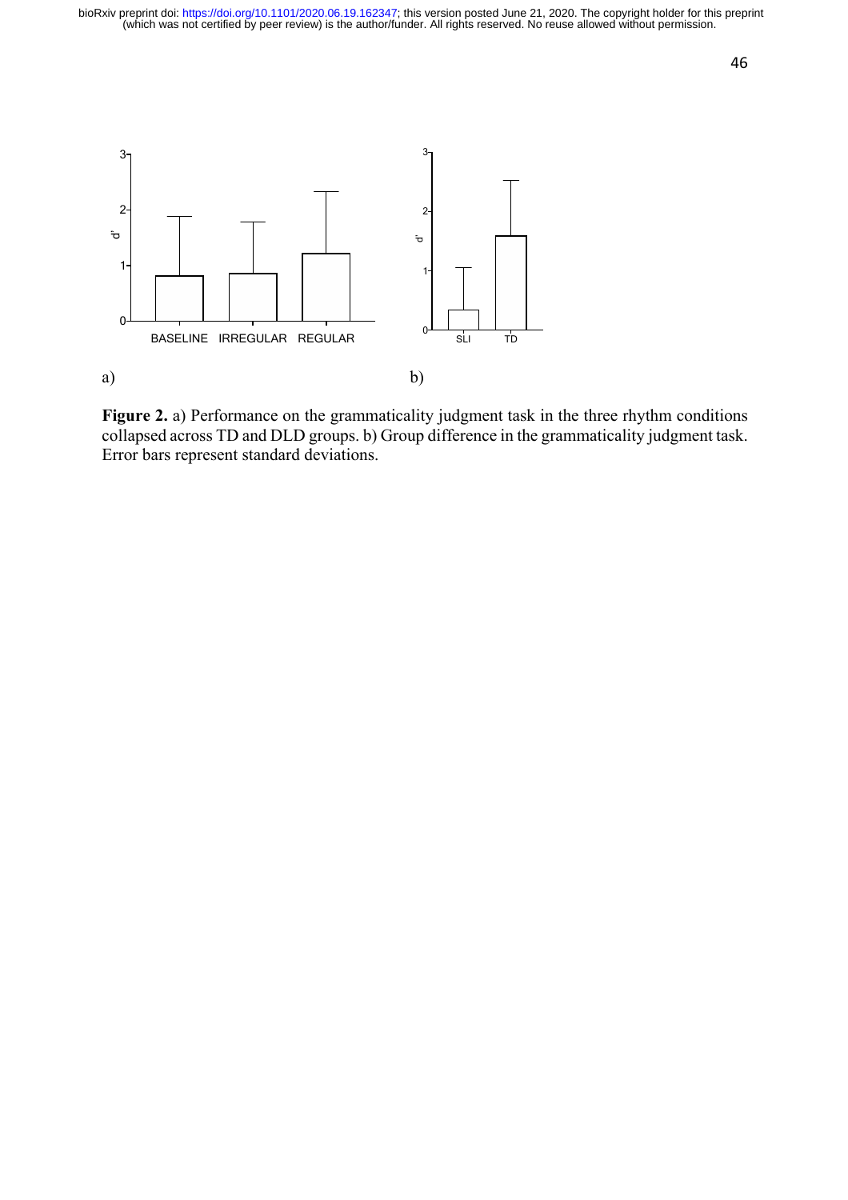3
2
d'
1
0
BASELINE IRREGULAR REGULAR

a)

3
2
d'
1
0
SLI TD

b)

**Figure 2.** a) Performance on the grammaticality judgment task in the three rhythm conditions collapsed across TD and DLD groups. b) Group difference in the grammaticality judgment task. Error bars represent standard deviations.